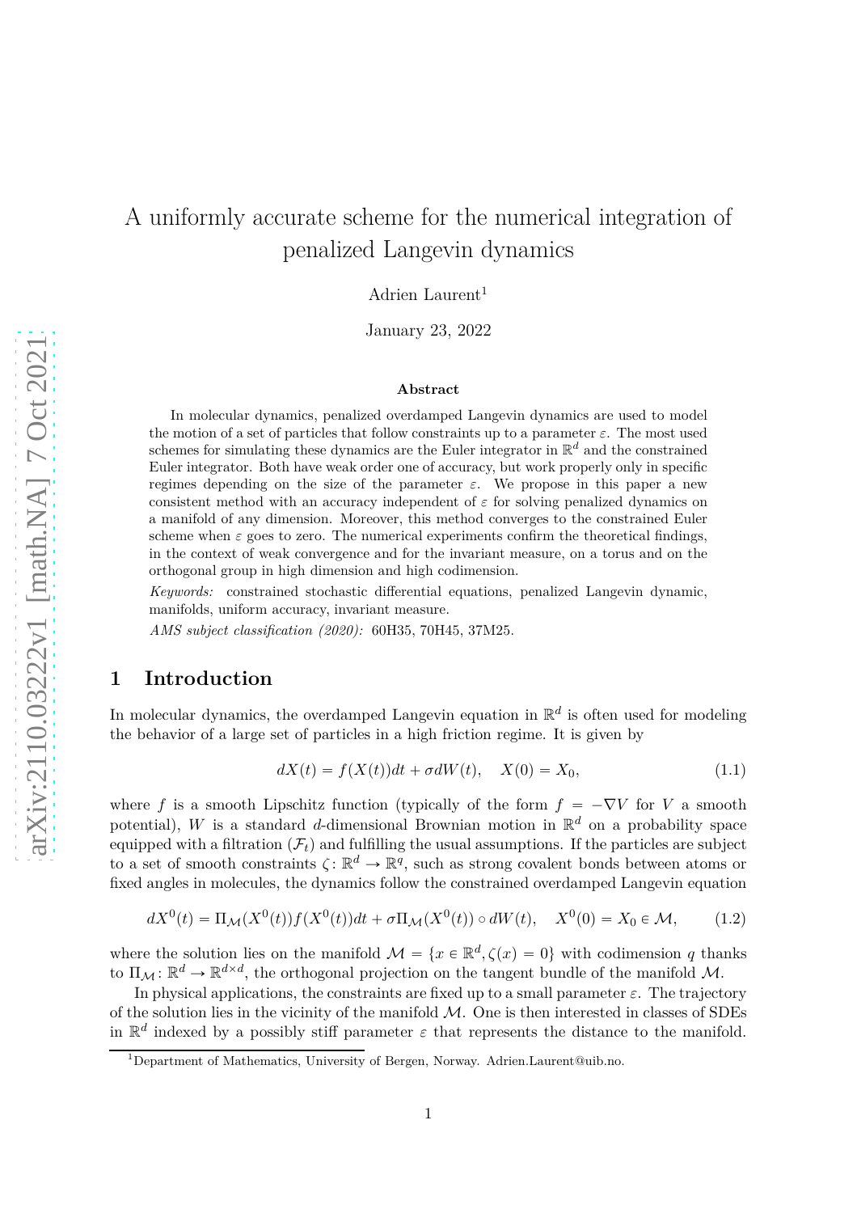# A uniformly accurate scheme for the numerical integration of penalized Langevin dynamics

Adrien Laurent[1]

January 23, 2022

### Abstract

In molecular dynamics, penalized overdamped Langevin dynamics are used to model the motion of a set of particles that follow constraints up to a parameter $\varepsilon$. The most used schemes for simulating these dynamics are the Euler integrator in $\mathbb{R}^d$ and the constrained Euler integrator. Both have weak order one of accuracy, but work properly only in specific regimes depending on the size of the parameter $\varepsilon$. We propose in this paper a new consistent method with an accuracy independent of $\varepsilon$ for solving penalized dynamics on a manifold of any dimension. Moreover, this method converges to the constrained Euler scheme when $\varepsilon$ goes to zero. The numerical experiments confirm the theoretical findings, in the context of weak convergence and for the invariant measure, on a torus and on the orthogonal group in high dimension and high codimension.

*Keywords:* constrained stochastic differential equations, penalized Langevin dynamic, manifolds, uniform accuracy, invariant measure.

*AMS subject classification (2020):* 60H35, 70H45, 37M25.

## 1 Introduction

In molecular dynamics, the overdamped Langevin equation in $\mathbb{R}^d$ is often used for modeling the behavior of a large set of particles in a high friction regime. It is given by

$$dX(t) = f(X(t))dt + \sigma dW(t), \quad X(0) = X_0, \tag{1.1}$$

where $f$ is a smooth Lipschitz function (typically of the form $f = -\nabla V$ for $V$ a smooth potential), $W$ is a standard $d$-dimensional Brownian motion in $\mathbb{R}^d$ on a probability space equipped with a filtration $(\mathcal{F}_t)$ and fulfilling the usual assumptions. If the particles are subject to a set of smooth constraints $\zeta \colon \mathbb{R}^d \to \mathbb{R}^q$, such as strong covalent bonds between atoms or fixed angles in molecules, the dynamics follow the constrained overdamped Langevin equation

$$dX^0(t) = \Pi_{\mathcal{M}}(X^0(t))f(X^0(t))dt + \sigma\Pi_{\mathcal{M}}(X^0(t)) \circ dW(t), \quad X^0(0) = X_0 \in \mathcal{M}, \tag{1.2}$$

where the solution lies on the manifold $\mathcal{M} = \{x \in \mathbb{R}^d, \zeta(x) = 0\}$ with codimension $q$ thanks to $\Pi_{\mathcal{M}} \colon \mathbb{R}^d \to \mathbb{R}^{d\times d}$, the orthogonal projection on the tangent bundle of the manifold $\mathcal{M}$.

In physical applications, the constraints are fixed up to a small parameter $\varepsilon$. The trajectory of the solution lies in the vicinity of the manifold $\mathcal{M}$. One is then interested in classes of SDEs in $\mathbb{R}^d$ indexed by a possibly stiff parameter $\varepsilon$ that represents the distance to the manifold.

[1]Department of Mathematics, University of Bergen, Norway. Adrien.Laurent@uib.no.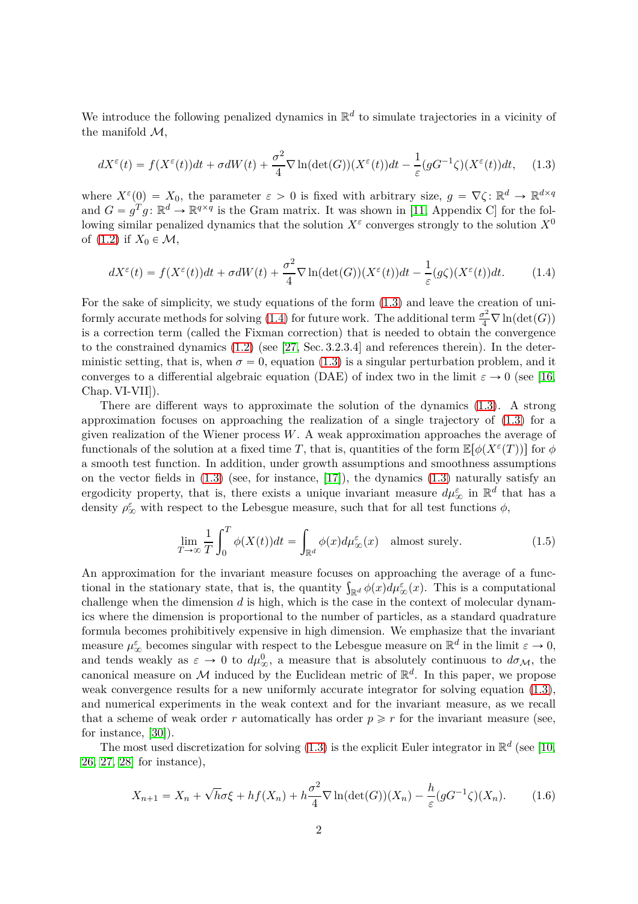We introduce the following penalized dynamics in $\mathbb{R}^d$ to simulate trajectories in a vicinity of the manifold $\mathcal{M}$,

$$dX^\varepsilon(t) = f(X^\varepsilon(t))dt + \sigma dW(t) + \frac{\sigma^2}{4}\nabla \ln(\det(G))(X^\varepsilon(t))dt - \frac{1}{\varepsilon}(gG^{-1}\zeta)(X^\varepsilon(t))dt, \quad (1.3)$$

where $X^\varepsilon(0) = X_0$, the parameter $\varepsilon > 0$ is fixed with arbitrary size, $g = \nabla\zeta \colon \mathbb{R}^d \to \mathbb{R}^{d\times q}$ and $G = g^T g \colon \mathbb{R}^d \to \mathbb{R}^{q\times q}$ is the Gram matrix. It was shown in [11, Appendix C] for the following similar penalized dynamics that the solution $X^\varepsilon$ converges strongly to the solution $X^0$ of (1.2) if $X_0 \in \mathcal{M}$,

$$dX^\varepsilon(t) = f(X^\varepsilon(t))dt + \sigma dW(t) + \frac{\sigma^2}{4}\nabla \ln(\det(G))(X^\varepsilon(t))dt - \frac{1}{\varepsilon}(g\zeta)(X^\varepsilon(t))dt. \quad (1.4)$$

For the sake of simplicity, we study equations of the form (1.3) and leave the creation of uniformly accurate methods for solving (1.4) for future work. The additional term $\frac{\sigma^2}{4}\nabla\ln(\det(G))$ is a correction term (called the Fixman correction) that is needed to obtain the convergence to the constrained dynamics (1.2) (see [27, Sec. 3.2.3.4] and references therein). In the deterministic setting, that is, when $\sigma = 0$, equation (1.3) is a singular perturbation problem, and it converges to a differential algebraic equation (DAE) of index two in the limit $\varepsilon \to 0$ (see [16, Chap. VI-VII]).

There are different ways to approximate the solution of the dynamics (1.3). A strong approximation focuses on approaching the realization of a single trajectory of (1.3) for a given realization of the Wiener process $W$. A weak approximation approaches the average of functionals of the solution at a fixed time $T$, that is, quantities of the form $\mathbb{E}[\phi(X^\varepsilon(T))]$ for $\phi$ a smooth test function. In addition, under growth assumptions and smoothness assumptions on the vector fields in (1.3) (see, for instance, [17]), the dynamics (1.3) naturally satisfy an ergodicity property, that is, there exists a unique invariant measure $d\mu^\varepsilon_\infty$ in $\mathbb{R}^d$ that has a density $\rho^\varepsilon_\infty$ with respect to the Lebesgue measure, such that for all test functions $\phi$,

$$\lim_{T\to\infty} \frac{1}{T}\int_0^T \phi(X(t))dt = \int_{\mathbb{R}^d} \phi(x)d\mu^\varepsilon_\infty(x) \quad \text{almost surely.} \quad (1.5)$$

An approximation for the invariant measure focuses on approaching the average of a functional in the stationary state, that is, the quantity $\int_{\mathbb{R}^d}\phi(x)d\mu^\varepsilon_\infty(x)$. This is a computational challenge when the dimension $d$ is high, which is the case in the context of molecular dynamics where the dimension is proportional to the number of particles, as a standard quadrature formula becomes prohibitively expensive in high dimension. We emphasize that the invariant measure $\mu^\varepsilon_\infty$ becomes singular with respect to the Lebesgue measure on $\mathbb{R}^d$ in the limit $\varepsilon \to 0$, and tends weakly as $\varepsilon \to 0$ to $d\mu^0_\infty$, a measure that is absolutely continuous to $d\sigma_{\mathcal{M}}$, the canonical measure on $\mathcal{M}$ induced by the Euclidean metric of $\mathbb{R}^d$. In this paper, we propose weak convergence results for a new uniformly accurate integrator for solving equation (1.3), and numerical experiments in the weak context and for the invariant measure, as we recall that a scheme of weak order $r$ automatically has order $p \geqslant r$ for the invariant measure (see, for instance, [30]).

The most used discretization for solving (1.3) is the explicit Euler integrator in $\mathbb{R}^d$ (see [10, 26, 27, 28] for instance),

$$X_{n+1} = X_n + \sqrt{h}\sigma\xi + hf(X_n) + h\frac{\sigma^2}{4}\nabla\ln(\det(G))(X_n) - \frac{h}{\varepsilon}(gG^{-1}\zeta)(X_n). \quad (1.6)$$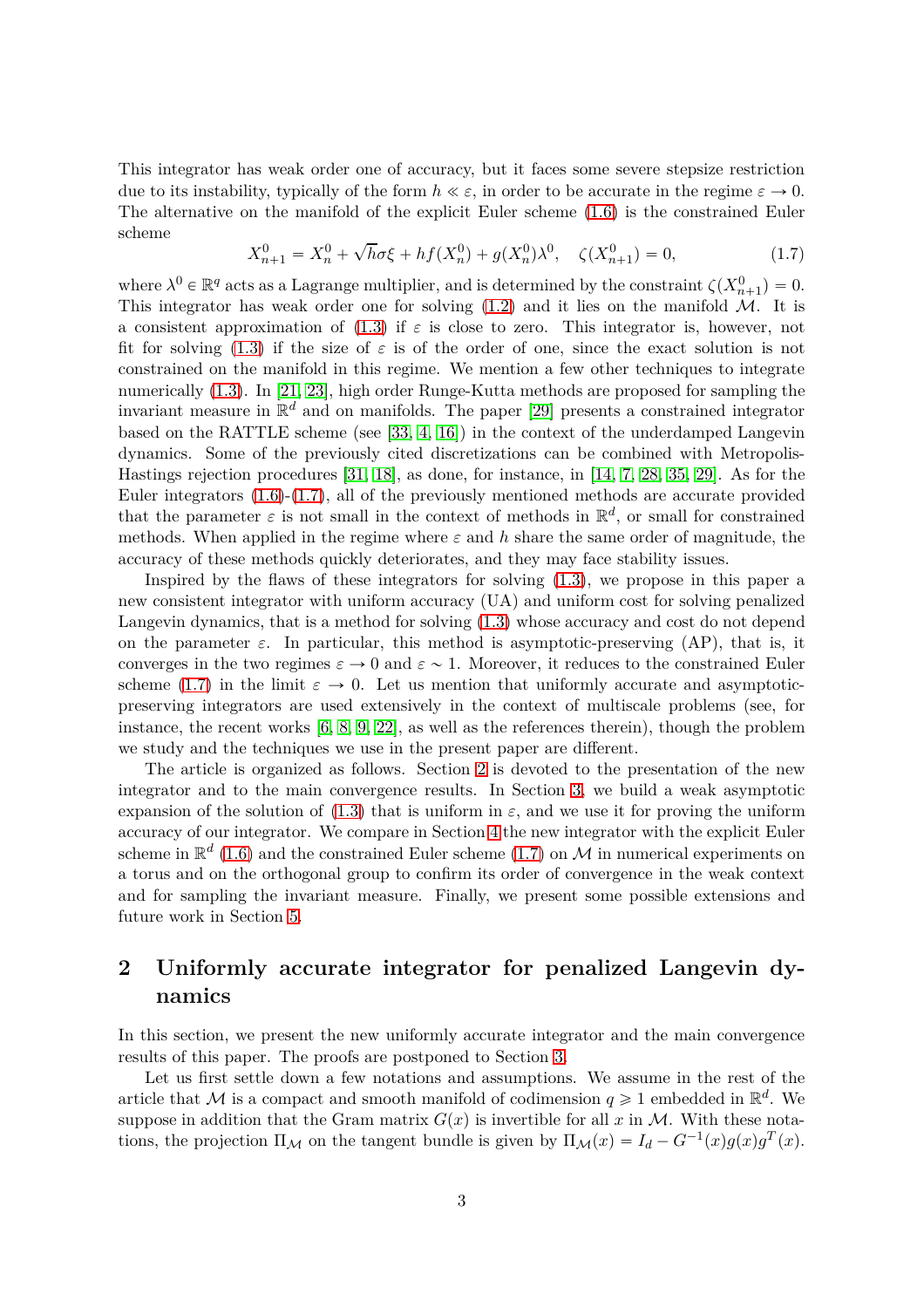This integrator has weak order one of accuracy, but it faces some severe stepsize restriction due to its instability, typically of the form $h \ll \varepsilon$, in order to be accurate in the regime $\varepsilon \to 0$. The alternative on the manifold of the explicit Euler scheme (1.6) is the constrained Euler scheme

$$X_{n+1}^0 = X_n^0 + \sqrt{h}\sigma\xi + hf(X_n^0) + g(X_n^0)\lambda^0, \quad \zeta(X_{n+1}^0) = 0, \tag{1.7}$$

where $\lambda^0 \in \mathbb{R}^q$ acts as a Lagrange multiplier, and is determined by the constraint $\zeta(X_{n+1}^0) = 0$. This integrator has weak order one for solving (1.2) and it lies on the manifold $\mathcal{M}$. It is a consistent approximation of (1.3) if $\varepsilon$ is close to zero. This integrator is, however, not fit for solving (1.3) if the size of $\varepsilon$ is of the order of one, since the exact solution is not constrained on the manifold in this regime. We mention a few other techniques to integrate numerically (1.3). In [21, 23], high order Runge-Kutta methods are proposed for sampling the invariant measure in $\mathbb{R}^d$ and on manifolds. The paper [29] presents a constrained integrator based on the RATTLE scheme (see [33, 4, 16]) in the context of the underdamped Langevin dynamics. Some of the previously cited discretizations can be combined with Metropolis-Hastings rejection procedures [31, 18], as done, for instance, in [14, 7, 28, 35, 29]. As for the Euler integrators (1.6)-(1.7), all of the previously mentioned methods are accurate provided that the parameter $\varepsilon$ is not small in the context of methods in $\mathbb{R}^d$, or small for constrained methods. When applied in the regime where $\varepsilon$ and $h$ share the same order of magnitude, the accuracy of these methods quickly deteriorates, and they may face stability issues.

Inspired by the flaws of these integrators for solving (1.3), we propose in this paper a new consistent integrator with uniform accuracy (UA) and uniform cost for solving penalized Langevin dynamics, that is a method for solving (1.3) whose accuracy and cost do not depend on the parameter $\varepsilon$. In particular, this method is asymptotic-preserving (AP), that is, it converges in the two regimes $\varepsilon \to 0$ and $\varepsilon \sim 1$. Moreover, it reduces to the constrained Euler scheme (1.7) in the limit $\varepsilon \to 0$. Let us mention that uniformly accurate and asymptotic-preserving integrators are used extensively in the context of multiscale problems (see, for instance, the recent works [6, 8, 9, 22], as well as the references therein), though the problem we study and the techniques we use in the present paper are different.

The article is organized as follows. Section 2 is devoted to the presentation of the new integrator and to the main convergence results. In Section 3, we build a weak asymptotic expansion of the solution of (1.3) that is uniform in $\varepsilon$, and we use it for proving the uniform accuracy of our integrator. We compare in Section 4 the new integrator with the explicit Euler scheme in $\mathbb{R}^d$ (1.6) and the constrained Euler scheme (1.7) on $\mathcal{M}$ in numerical experiments on a torus and on the orthogonal group to confirm its order of convergence in the weak context and for sampling the invariant measure. Finally, we present some possible extensions and future work in Section 5.

## 2 Uniformly accurate integrator for penalized Langevin dynamics

In this section, we present the new uniformly accurate integrator and the main convergence results of this paper. The proofs are postponed to Section 3.

Let us first settle down a few notations and assumptions. We assume in the rest of the article that $\mathcal{M}$ is a compact and smooth manifold of codimension $q \geqslant 1$ embedded in $\mathbb{R}^d$. We suppose in addition that the Gram matrix $G(x)$ is invertible for all $x$ in $\mathcal{M}$. With these notations, the projection $\Pi_\mathcal{M}$ on the tangent bundle is given by $\Pi_\mathcal{M}(x) = I_d - G^{-1}(x)g(x)g^T(x)$.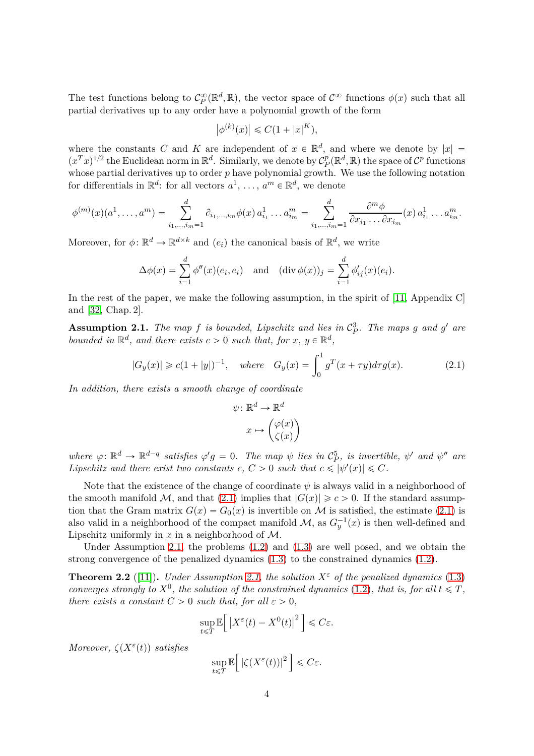The test functions belong to $\mathcal{C}_P^\infty(\mathbb{R}^d,\mathbb{R})$, the vector space of $\mathcal{C}^\infty$ functions $\phi(x)$ such that all partial derivatives up to any order have a polynomial growth of the form

$$\left|\phi^{(k)}(x)\right| \leqslant C(1+|x|^K),$$

where the constants $C$ and $K$ are independent of $x \in \mathbb{R}^d$, and where we denote by $|x| = (x^T x)^{1/2}$ the Euclidean norm in $\mathbb{R}^d$. Similarly, we denote by $\mathcal{C}_P^p(\mathbb{R}^d,\mathbb{R})$ the space of $\mathcal{C}^p$ functions whose partial derivatives up to order $p$ have polynomial growth. We use the following notation for differentials in $\mathbb{R}^d$: for all vectors $a^1, \ldots, a^m \in \mathbb{R}^d$, we denote

$$\phi^{(m)}(x)(a^1,\ldots,a^m) = \sum_{i_1,\ldots,i_m=1}^d \partial_{i_1,\ldots,i_m}\phi(x)\, a^1_{i_1}\ldots a^m_{i_m} = \sum_{i_1,\ldots,i_m=1}^d \frac{\partial^m \phi}{\partial x_{i_1}\ldots\partial x_{i_m}}(x)\, a^1_{i_1}\ldots a^m_{i_m}.$$

Moreover, for $\phi\colon \mathbb{R}^d \to \mathbb{R}^{d\times k}$ and $(e_i)$ the canonical basis of $\mathbb{R}^d$, we write

$$\Delta\phi(x) = \sum_{i=1}^d \phi''(x)(e_i,e_i) \quad \text{and} \quad (\operatorname{div}\phi(x))_j = \sum_{i=1}^d \phi'_{ij}(x)(e_i).$$

In the rest of the paper, we make the following assumption, in the spirit of [11, Appendix C] and [32, Chap. 2].

**Assumption 2.1.** *The map $f$ is bounded, Lipschitz and lies in $\mathcal{C}_P^3$. The maps $g$ and $g'$ are bounded in $\mathbb{R}^d$, and there exists $c>0$ such that, for $x$, $y \in \mathbb{R}^d$,*

$$|G_y(x)| \geqslant c(1+|y|)^{-1}, \quad \textit{where} \quad G_y(x) = \int_0^1 g^T(x+\tau y)d\tau g(x). \tag{2.1}$$

*In addition, there exists a smooth change of coordinate*

$$\psi\colon \mathbb{R}^d \to \mathbb{R}^d$$
$$x \mapsto \begin{pmatrix} \varphi(x) \\ \zeta(x) \end{pmatrix}$$

*where $\varphi\colon \mathbb{R}^d \to \mathbb{R}^{d-q}$ satisfies $\varphi' g = 0$. The map $\psi$ lies in $\mathcal{C}_P^5$, is invertible, $\psi'$ and $\psi''$ are Lipschitz and there exist two constants $c$, $C>0$ such that $c \leqslant |\psi'(x)| \leqslant C$.*

Note that the existence of the change of coordinate $\psi$ is always valid in a neighborhood of the smooth manifold $\mathcal{M}$, and that (2.1) implies that $|G(x)| \geqslant c > 0$. If the standard assumption that the Gram matrix $G(x) = G_0(x)$ is invertible on $\mathcal{M}$ is satisfied, the estimate (2.1) is also valid in a neighborhood of the compact manifold $\mathcal{M}$, as $G_y^{-1}(x)$ is then well-defined and Lipschitz uniformly in $x$ in a neighborhood of $\mathcal{M}$.

Under Assumption 2.1, the problems (1.2) and (1.3) are well posed, and we obtain the strong convergence of the penalized dynamics (1.3) to the constrained dynamics (1.2).

**Theorem 2.2** ([11])**.** *Under Assumption 2.1, the solution $X^\varepsilon$ of the penalized dynamics (1.3) converges strongly to $X^0$, the solution of the constrained dynamics (1.2), that is, for all $t \leqslant T$, there exists a constant $C>0$ such that, for all $\varepsilon > 0$,*

$$\sup_{t\leqslant T} \mathbb{E}\Big[\left|X^\varepsilon(t) - X^0(t)\right|^2\Big] \leqslant C\varepsilon.$$

*Moreover, $\zeta(X^\varepsilon(t))$ satisfies*

$$\sup_{t\leqslant T} \mathbb{E}\Big[\left|\zeta(X^\varepsilon(t))\right|^2\Big] \leqslant C\varepsilon.$$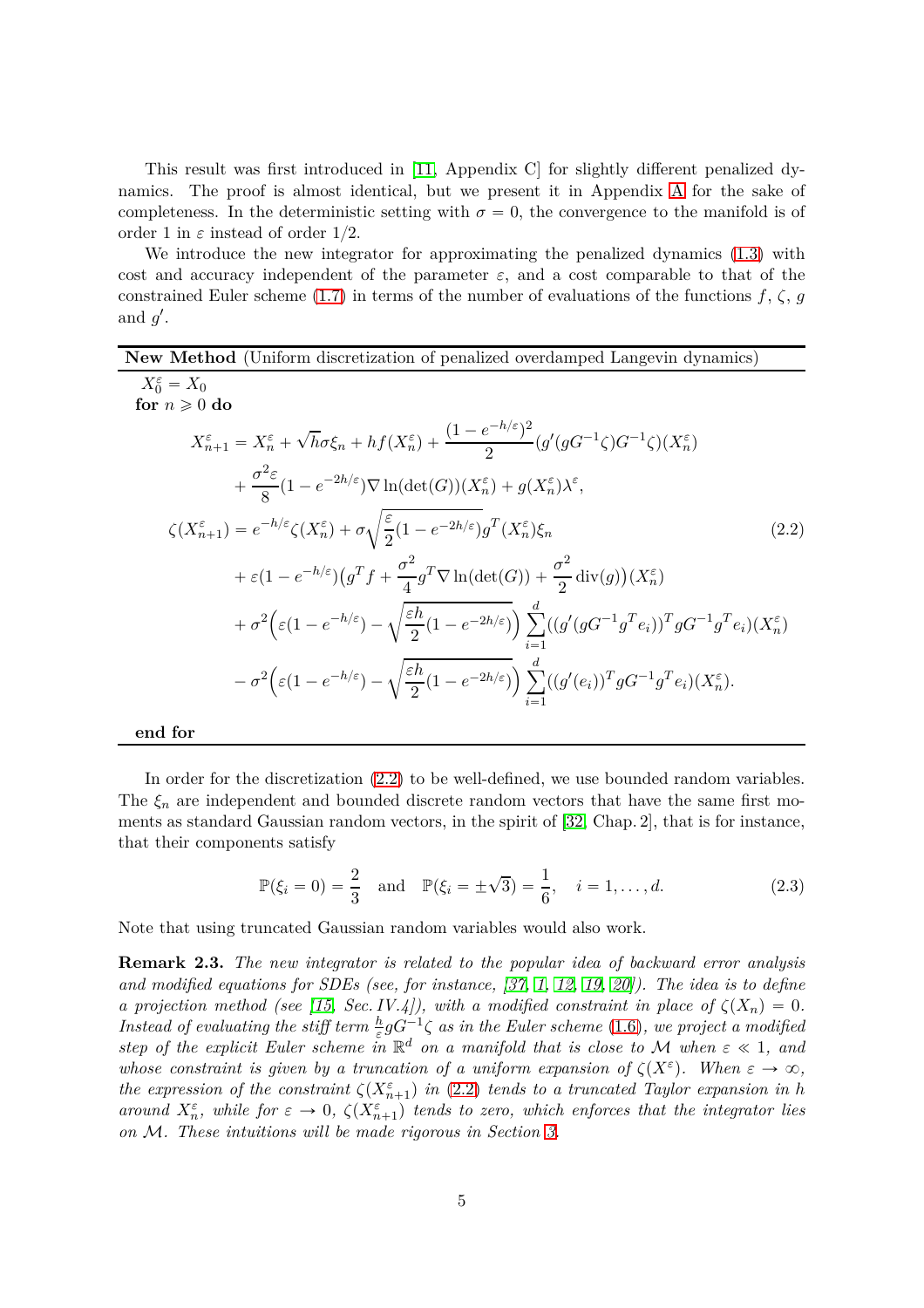This result was first introduced in [11, Appendix C] for slightly different penalized dynamics. The proof is almost identical, but we present it in Appendix A for the sake of completeness. In the deterministic setting with $\sigma = 0$, the convergence to the manifold is of order 1 in $\varepsilon$ instead of order 1/2.

We introduce the new integrator for approximating the penalized dynamics (1.3) with cost and accuracy independent of the parameter $\varepsilon$, and a cost comparable to that of the constrained Euler scheme (1.7) in terms of the number of evaluations of the functions $f$, $\zeta$, $g$ and $g'$.

**New Method** (Uniform discretization of penalized overdamped Langevin dynamics)

$X_0^\varepsilon = X_0$

**for** $n \geqslant 0$ **do**

$$
\begin{aligned}
X_{n+1}^\varepsilon &= X_n^\varepsilon + \sqrt{h}\sigma\xi_n + hf(X_n^\varepsilon) + \frac{(1-e^{-h/\varepsilon})^2}{2}(g'(gG^{-1}\zeta)G^{-1}\zeta)(X_n^\varepsilon) \\
&\quad + \frac{\sigma^2\varepsilon}{8}(1-e^{-2h/\varepsilon})\nabla\ln(\det(G))(X_n^\varepsilon) + g(X_n^\varepsilon)\lambda^\varepsilon, \\
\zeta(X_{n+1}^\varepsilon) &= e^{-h/\varepsilon}\zeta(X_n^\varepsilon) + \sigma\sqrt{\frac{\varepsilon}{2}(1-e^{-2h/\varepsilon})}g^T(X_n^\varepsilon)\xi_n \\
&\quad + \varepsilon(1-e^{-h/\varepsilon})\big(g^Tf + \frac{\sigma^2}{4}g^T\nabla\ln(\det(G)) + \frac{\sigma^2}{2}\operatorname{div}(g)\big)(X_n^\varepsilon) \\
&\quad + \sigma^2\Big(\varepsilon(1-e^{-h/\varepsilon}) - \sqrt{\frac{\varepsilon h}{2}(1-e^{-2h/\varepsilon})}\Big)\sum_{i=1}^d((g'(gG^{-1}g^Te_i))^TgG^{-1}g^Te_i)(X_n^\varepsilon) \\
&\quad - \sigma^2\Big(\varepsilon(1-e^{-h/\varepsilon}) - \sqrt{\frac{\varepsilon h}{2}(1-e^{-2h/\varepsilon})}\Big)\sum_{i=1}^d((g'(e_i))^TgG^{-1}g^Te_i)(X_n^\varepsilon).
\end{aligned}
\tag{2.2}
$$

**end for**

In order for the discretization (2.2) to be well-defined, we use bounded random variables. The $\xi_n$ are independent and bounded discrete random vectors that have the same first moments as standard Gaussian random vectors, in the spirit of [32, Chap. 2], that is for instance, that their components satisfy

$$
\mathbb{P}(\xi_i = 0) = \frac{2}{3} \quad \text{and} \quad \mathbb{P}(\xi_i = \pm\sqrt{3}) = \frac{1}{6}, \quad i = 1, \dots, d. \tag{2.3}
$$

Note that using truncated Gaussian random variables would also work.

**Remark 2.3.** *The new integrator is related to the popular idea of backward error analysis and modified equations for SDEs (see, for instance, [37, 1, 12, 19, 20]). The idea is to define a projection method (see [15, Sec. IV.4]), with a modified constraint in place of $\zeta(X_n) = 0$. Instead of evaluating the stiff term $\frac{h}{\varepsilon}gG^{-1}\zeta$ as in the Euler scheme (1.6), we project a modified step of the explicit Euler scheme in $\mathbb{R}^d$ on a manifold that is close to $\mathcal{M}$ when $\varepsilon \ll 1$, and whose constraint is given by a truncation of a uniform expansion of $\zeta(X^\varepsilon)$. When $\varepsilon \to \infty$, the expression of the constraint $\zeta(X_{n+1}^\varepsilon)$ in (2.2) tends to a truncated Taylor expansion in $h$ around $X_n^\varepsilon$, while for $\varepsilon \to 0$, $\zeta(X_{n+1}^\varepsilon)$ tends to zero, which enforces that the integrator lies on $\mathcal{M}$. These intuitions will be made rigorous in Section 3.*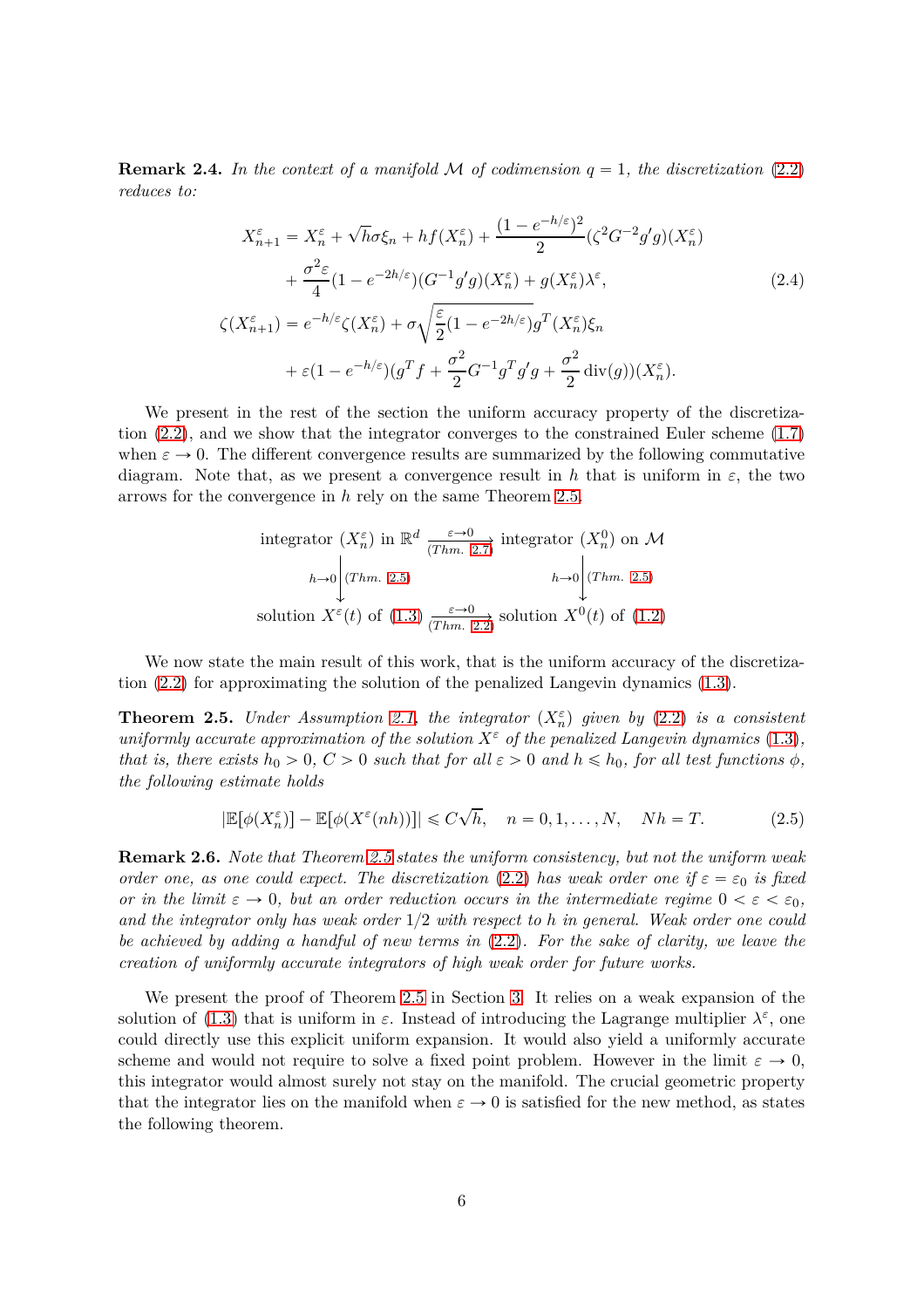**Remark 2.4.** *In the context of a manifold $\mathcal{M}$ of codimension $q = 1$, the discretization (2.2) reduces to:*

$$
\begin{aligned}
X_{n+1}^{\varepsilon} &= X_n^{\varepsilon} + \sqrt{h}\sigma\xi_n + hf(X_n^{\varepsilon}) + \frac{(1-e^{-h/\varepsilon})^2}{2}(\zeta^2 G^{-2} g' g)(X_n^{\varepsilon}) \\
&\quad + \frac{\sigma^2\varepsilon}{4}(1-e^{-2h/\varepsilon})(G^{-1}g'g)(X_n^{\varepsilon}) + g(X_n^{\varepsilon})\lambda^{\varepsilon}, \\
\zeta(X_{n+1}^{\varepsilon}) &= e^{-h/\varepsilon}\zeta(X_n^{\varepsilon}) + \sigma\sqrt{\frac{\varepsilon}{2}(1-e^{-2h/\varepsilon})}g^T(X_n^{\varepsilon})\xi_n \\
&\quad + \varepsilon(1-e^{-h/\varepsilon})(g^T f + \frac{\sigma^2}{2}G^{-1}g^T g' g + \frac{\sigma^2}{2}\operatorname{div}(g))(X_n^{\varepsilon}).
\end{aligned}
\tag{2.4}
$$

We present in the rest of the section the uniform accuracy property of the discretization (2.2), and we show that the integrator converges to the constrained Euler scheme (1.7) when $\varepsilon \to 0$. The different convergence results are summarized by the following commutative diagram. Note that, as we present a convergence result in $h$ that is uniform in $\varepsilon$, the two arrows for the convergence in $h$ rely on the same Theorem 2.5.

$$
\begin{array}{ccc}
\text{integrator } (X_n^{\varepsilon}) \text{ in } \mathbb{R}^d & \xrightarrow[(Thm.\ 2.7)]{\varepsilon\to 0} & \text{integrator } (X_n^{0}) \text{ on } \mathcal{M} \\
{\scriptstyle h\to 0}\big\downarrow {\scriptstyle (Thm.\ 2.5)} & & {\scriptstyle h\to 0}\big\downarrow {\scriptstyle (Thm.\ 2.5)} \\
\text{solution } X^{\varepsilon}(t) \text{ of (1.3)} & \xrightarrow[(Thm.\ 2.2)]{\varepsilon\to 0} & \text{solution } X^{0}(t) \text{ of (1.2)}
\end{array}
$$

We now state the main result of this work, that is the uniform accuracy of the discretization (2.2) for approximating the solution of the penalized Langevin dynamics (1.3).

**Theorem 2.5.** *Under Assumption 2.1, the integrator $(X_n^{\varepsilon})$ given by (2.2) is a consistent uniformly accurate approximation of the solution $X^{\varepsilon}$ of the penalized Langevin dynamics (1.3), that is, there exists $h_0 > 0$, $C > 0$ such that for all $\varepsilon > 0$ and $h \leqslant h_0$, for all test functions $\phi$, the following estimate holds*

$$
|\mathbb{E}[\phi(X_n^{\varepsilon})] - \mathbb{E}[\phi(X^{\varepsilon}(nh))]| \leqslant C\sqrt{h}, \quad n = 0, 1, \ldots, N, \quad Nh = T. \tag{2.5}
$$

**Remark 2.6.** *Note that Theorem 2.5 states the uniform consistency, but not the uniform weak order one, as one could expect. The discretization (2.2) has weak order one if $\varepsilon = \varepsilon_0$ is fixed or in the limit $\varepsilon \to 0$, but an order reduction occurs in the intermediate regime $0 < \varepsilon < \varepsilon_0$, and the integrator only has weak order $1/2$ with respect to $h$ in general. Weak order one could be achieved by adding a handful of new terms in (2.2). For the sake of clarity, we leave the creation of uniformly accurate integrators of high weak order for future works.*

We present the proof of Theorem 2.5 in Section 3. It relies on a weak expansion of the solution of (1.3) that is uniform in $\varepsilon$. Instead of introducing the Lagrange multiplier $\lambda^{\varepsilon}$, one could directly use this explicit uniform expansion. It would also yield a uniformly accurate scheme and would not require to solve a fixed point problem. However in the limit $\varepsilon \to 0$, this integrator would almost surely not stay on the manifold. The crucial geometric property that the integrator lies on the manifold when $\varepsilon \to 0$ is satisfied for the new method, as states the following theorem.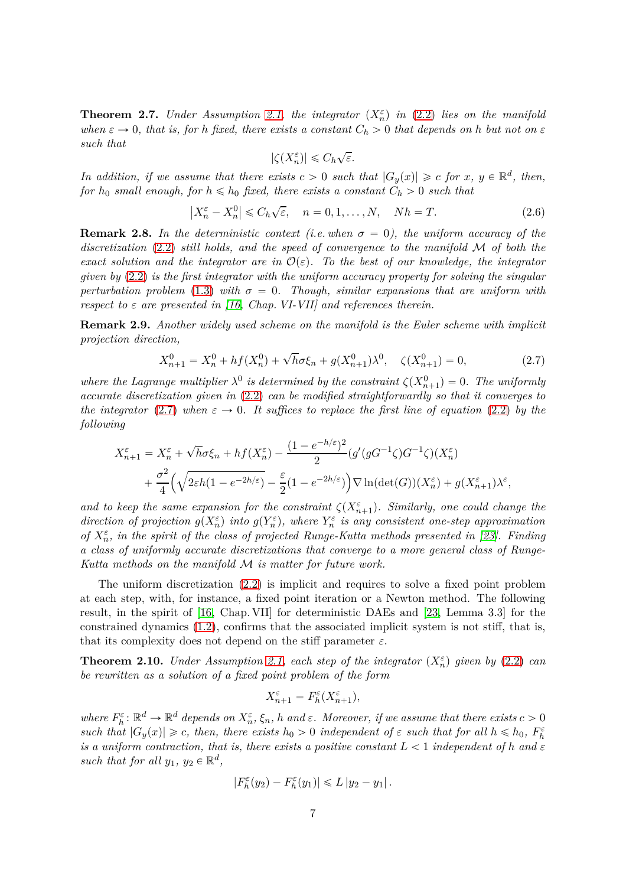**Theorem 2.7.** *Under Assumption 2.1, the integrator $(X_n^\varepsilon)$ in (2.2) lies on the manifold when $\varepsilon \to 0$, that is, for $h$ fixed, there exists a constant $C_h > 0$ that depends on $h$ but not on $\varepsilon$ such that*

$$|\zeta(X_n^\varepsilon)| \leqslant C_h \sqrt{\varepsilon}.$$

*In addition, if we assume that there exists $c > 0$ such that $|G_y(x)| \geqslant c$ for $x$, $y \in \mathbb{R}^d$, then, for $h_0$ small enough, for $h \leqslant h_0$ fixed, there exists a constant $C_h > 0$ such that*

$$\left|X_n^\varepsilon - X_n^0\right| \leqslant C_h \sqrt{\varepsilon}, \quad n = 0, 1, \ldots, N, \quad Nh = T. \tag{2.6}$$

**Remark 2.8.** *In the deterministic context (i.e. when $\sigma = 0$), the uniform accuracy of the discretization (2.2) still holds, and the speed of convergence to the manifold $\mathcal{M}$ of both the exact solution and the integrator are in $\mathcal{O}(\varepsilon)$. To the best of our knowledge, the integrator given by (2.2) is the first integrator with the uniform accuracy property for solving the singular perturbation problem (1.3) with $\sigma = 0$. Though, similar expansions that are uniform with respect to $\varepsilon$ are presented in [16, Chap. VI-VII] and references therein.*

**Remark 2.9.** *Another widely used scheme on the manifold is the Euler scheme with implicit projection direction,*

$$X_{n+1}^0 = X_n^0 + hf(X_n^0) + \sqrt{h}\sigma\xi_n + g(X_{n+1}^0)\lambda^0, \quad \zeta(X_{n+1}^0) = 0, \tag{2.7}$$

*where the Lagrange multiplier $\lambda^0$ is determined by the constraint $\zeta(X_{n+1}^0) = 0$. The uniformly accurate discretization given in (2.2) can be modified straightforwardly so that it converges to the integrator (2.7) when $\varepsilon \to 0$. It suffices to replace the first line of equation (2.2) by the following*

$$\begin{aligned}
X_{n+1}^\varepsilon = X_n^\varepsilon + \sqrt{h}\sigma\xi_n + hf(X_n^\varepsilon) - \frac{(1 - e^{-h/\varepsilon})^2}{2}(g'(gG^{-1}\zeta)G^{-1}\zeta)(X_n^\varepsilon) \\
+ \frac{\sigma^2}{4}\Big(\sqrt{2\varepsilon h(1 - e^{-2h/\varepsilon})} - \frac{\varepsilon}{2}(1 - e^{-2h/\varepsilon})\Big)\nabla \ln(\det(G))(X_n^\varepsilon) + g(X_{n+1}^\varepsilon)\lambda^\varepsilon,
\end{aligned}$$

*and to keep the same expansion for the constraint $\zeta(X_{n+1}^\varepsilon)$. Similarly, one could change the direction of projection $g(X_n^\varepsilon)$ into $g(Y_n^\varepsilon)$, where $Y_n^\varepsilon$ is any consistent one-step approximation of $X_n^\varepsilon$, in the spirit of the class of projected Runge-Kutta methods presented in [23]. Finding a class of uniformly accurate discretizations that converge to a more general class of Runge-Kutta methods on the manifold $\mathcal{M}$ is matter for future work.*

The uniform discretization (2.2) is implicit and requires to solve a fixed point problem at each step, with, for instance, a fixed point iteration or a Newton method. The following result, in the spirit of [16, Chap. VII] for deterministic DAEs and [23, Lemma 3.3] for the constrained dynamics (1.2), confirms that the associated implicit system is not stiff, that is, that its complexity does not depend on the stiff parameter $\varepsilon$.

**Theorem 2.10.** *Under Assumption 2.1, each step of the integrator $(X_n^\varepsilon)$ given by (2.2) can be rewritten as a solution of a fixed point problem of the form*

$$X_{n+1}^\varepsilon = F_h^\varepsilon(X_{n+1}^\varepsilon),$$

*where $F_h^\varepsilon \colon \mathbb{R}^d \to \mathbb{R}^d$ depends on $X_n^\varepsilon$, $\xi_n$, $h$ and $\varepsilon$. Moreover, if we assume that there exists $c > 0$ such that $|G_y(x)| \geqslant c$, then, there exists $h_0 > 0$ independent of $\varepsilon$ such that for all $h \leqslant h_0$, $F_h^\varepsilon$ is a uniform contraction, that is, there exists a positive constant $L < 1$ independent of $h$ and $\varepsilon$ such that for all $y_1$, $y_2 \in \mathbb{R}^d$,*

$$|F_h^\varepsilon(y_2) - F_h^\varepsilon(y_1)| \leqslant L\,|y_2 - y_1|\,.$$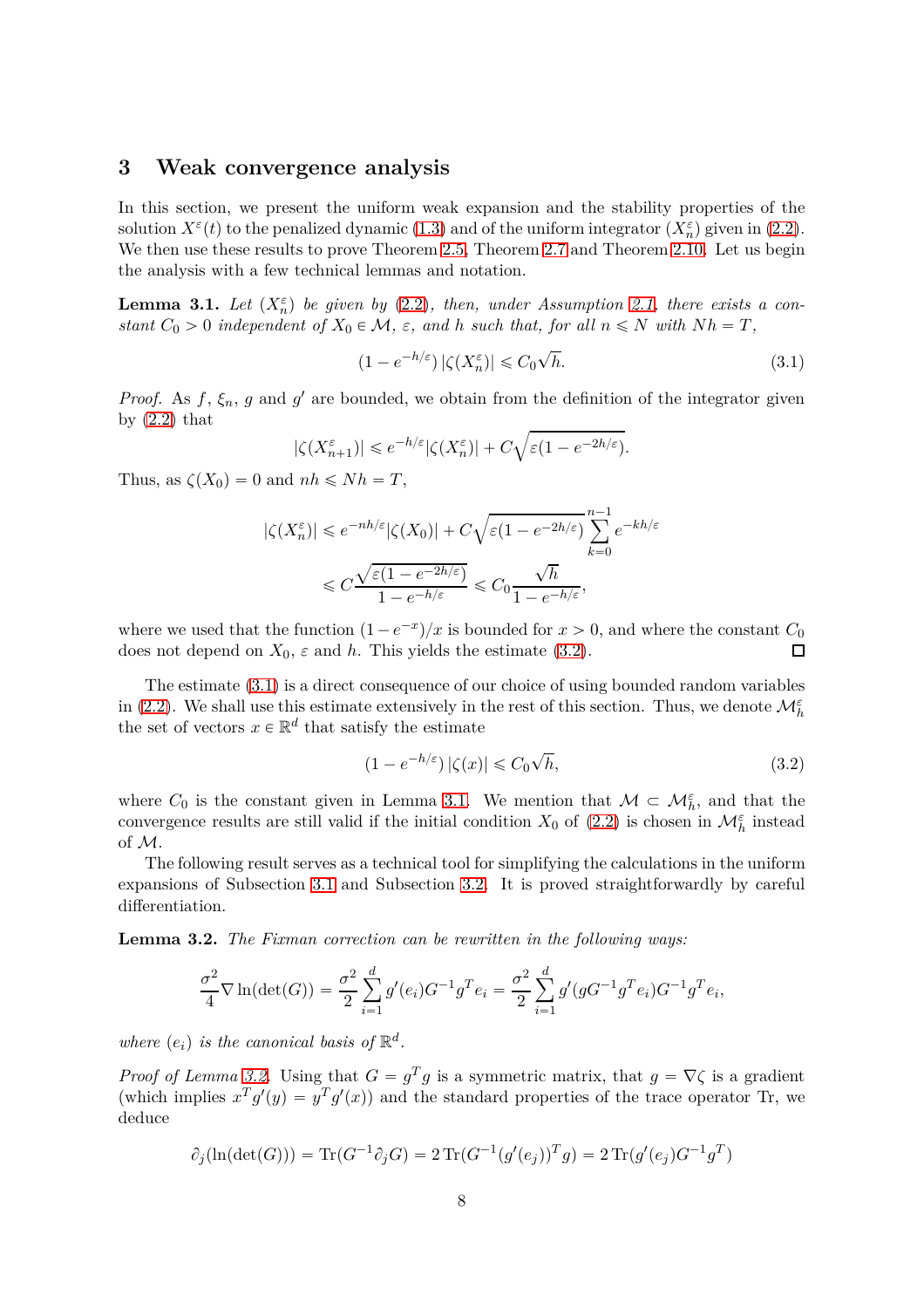## 3 Weak convergence analysis

In this section, we present the uniform weak expansion and the stability properties of the solution $X^\varepsilon(t)$ to the penalized dynamic (1.3) and of the uniform integrator $(X_n^\varepsilon)$ given in (2.2). We then use these results to prove Theorem 2.5, Theorem 2.7 and Theorem 2.10. Let us begin the analysis with a few technical lemmas and notation.

**Lemma 3.1.** *Let $(X_n^\varepsilon)$ be given by (2.2), then, under Assumption 2.1, there exists a constant $C_0 > 0$ independent of $X_0 \in \mathcal{M}$, $\varepsilon$, and $h$ such that, for all $n \leqslant N$ with $Nh = T$,*

$$(1 - e^{-h/\varepsilon})\, |\zeta(X_n^\varepsilon)| \leqslant C_0 \sqrt{h}. \tag{3.1}$$

*Proof.* As $f$, $\xi_n$, $g$ and $g'$ are bounded, we obtain from the definition of the integrator given by (2.2) that

$$|\zeta(X_{n+1}^\varepsilon)| \leqslant e^{-h/\varepsilon} |\zeta(X_n^\varepsilon)| + C\sqrt{\varepsilon(1 - e^{-2h/\varepsilon})}.$$

Thus, as $\zeta(X_0) = 0$ and $nh \leqslant Nh = T$,

$$\begin{aligned}
|\zeta(X_n^\varepsilon)| &\leqslant e^{-nh/\varepsilon} |\zeta(X_0)| + C\sqrt{\varepsilon(1 - e^{-2h/\varepsilon})} \sum_{k=0}^{n-1} e^{-kh/\varepsilon} \\
&\leqslant C \frac{\sqrt{\varepsilon(1 - e^{-2h/\varepsilon})}}{1 - e^{-h/\varepsilon}} \leqslant C_0 \frac{\sqrt{h}}{1 - e^{-h/\varepsilon}},
\end{aligned}$$

where we used that the function $(1 - e^{-x})/x$ is bounded for $x > 0$, and where the constant $C_0$ does not depend on $X_0$, $\varepsilon$ and $h$. This yields the estimate (3.2). $\square$

The estimate (3.1) is a direct consequence of our choice of using bounded random variables in (2.2). We shall use this estimate extensively in the rest of this section. Thus, we denote $\mathcal{M}_h^\varepsilon$ the set of vectors $x \in \mathbb{R}^d$ that satisfy the estimate

$$(1 - e^{-h/\varepsilon})\, |\zeta(x)| \leqslant C_0 \sqrt{h}, \tag{3.2}$$

where $C_0$ is the constant given in Lemma 3.1. We mention that $\mathcal{M} \subset \mathcal{M}_h^\varepsilon$, and that the convergence results are still valid if the initial condition $X_0$ of (2.2) is chosen in $\mathcal{M}_h^\varepsilon$ instead of $\mathcal{M}$.

The following result serves as a technical tool for simplifying the calculations in the uniform expansions of Subsection 3.1 and Subsection 3.2. It is proved straightforwardly by careful differentiation.

**Lemma 3.2.** *The Fixman correction can be rewritten in the following ways:*

$$\frac{\sigma^2}{4} \nabla \ln(\det(G)) = \frac{\sigma^2}{2} \sum_{i=1}^{d} g'(e_i) G^{-1} g^T e_i = \frac{\sigma^2}{2} \sum_{i=1}^{d} g'(g G^{-1} g^T e_i) G^{-1} g^T e_i,$$

*where $(e_i)$ is the canonical basis of $\mathbb{R}^d$.*

*Proof of Lemma 3.2.* Using that $G = g^T g$ is a symmetric matrix, that $g = \nabla\zeta$ is a gradient (which implies $x^T g'(y) = y^T g'(x)$) and the standard properties of the trace operator Tr, we deduce

$$\partial_j(\ln(\det(G))) = \operatorname{Tr}(G^{-1} \partial_j G) = 2 \operatorname{Tr}(G^{-1} (g'(e_j))^T g) = 2 \operatorname{Tr}(g'(e_j) G^{-1} g^T)$$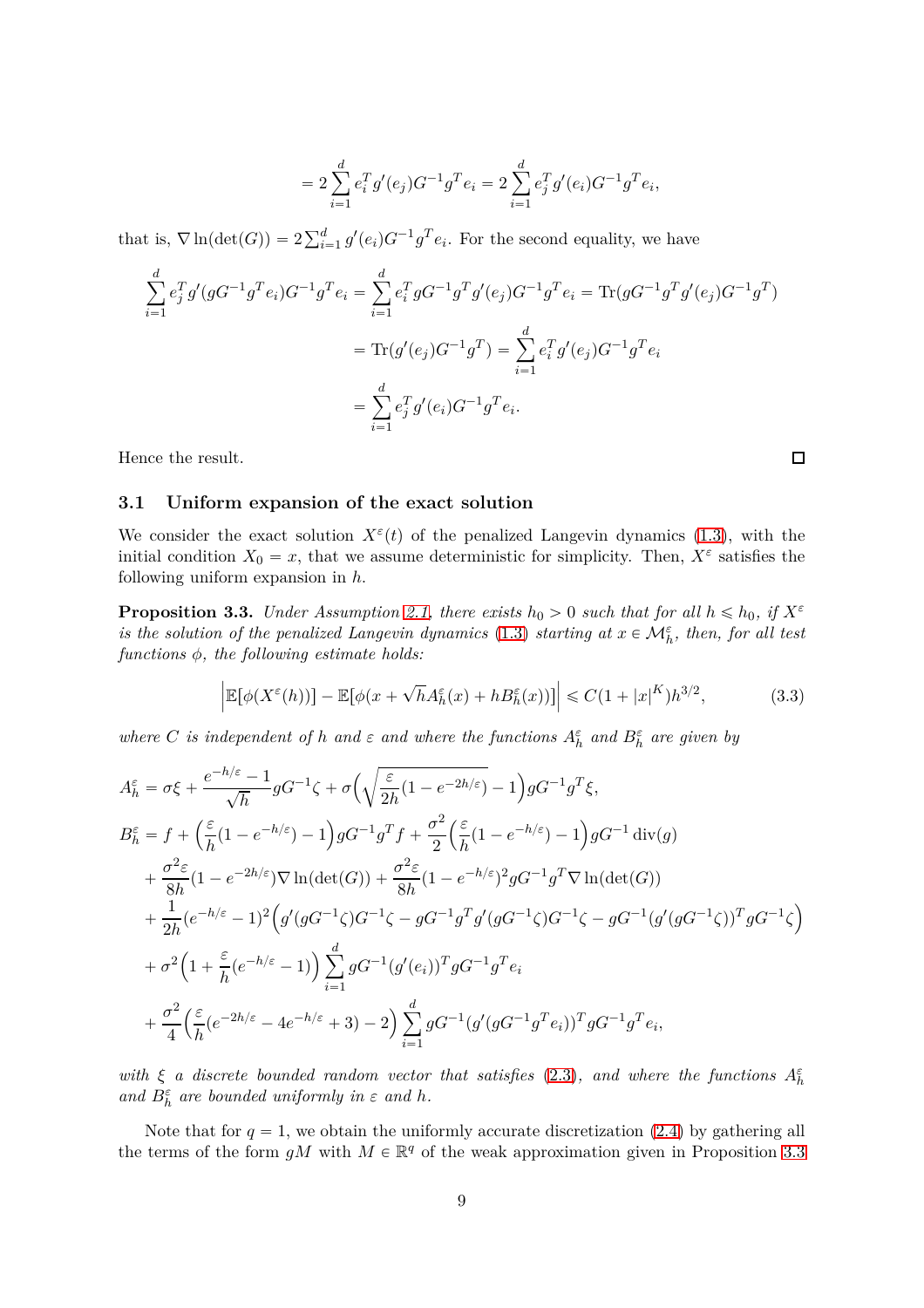$$= 2\sum_{i=1}^{d} e_i^T g'(e_j) G^{-1} g^T e_i = 2\sum_{i=1}^{d} e_j^T g'(e_i) G^{-1} g^T e_i,$$

that is, $\nabla \ln(\det(G)) = 2\sum_{i=1}^{d} g'(e_i) G^{-1} g^T e_i$. For the second equality, we have

$$\begin{aligned}
\sum_{i=1}^{d} e_j^T g'(gG^{-1}g^T e_i) G^{-1} g^T e_i &= \sum_{i=1}^{d} e_i^T g G^{-1} g^T g'(e_j) G^{-1} g^T e_i = \operatorname{Tr}(gG^{-1}g^T g'(e_j) G^{-1} g^T) \\
&= \operatorname{Tr}(g'(e_j) G^{-1} g^T) = \sum_{i=1}^{d} e_i^T g'(e_j) G^{-1} g^T e_i \\
&= \sum_{i=1}^{d} e_j^T g'(e_i) G^{-1} g^T e_i.
\end{aligned}$$

Hence the result. ◻

## 3.1 Uniform expansion of the exact solution

We consider the exact solution $X^\varepsilon(t)$ of the penalized Langevin dynamics (1.3), with the initial condition $X_0 = x$, that we assume deterministic for simplicity. Then, $X^\varepsilon$ satisfies the following uniform expansion in $h$.

**Proposition 3.3.** *Under Assumption 2.1, there exists $h_0 > 0$ such that for all $h \leqslant h_0$, if $X^\varepsilon$ is the solution of the penalized Langevin dynamics (1.3) starting at $x \in \mathcal{M}_h^\varepsilon$, then, for all test functions $\phi$, the following estimate holds:*

$$\left| \mathbb{E}[\phi(X^\varepsilon(h))] - \mathbb{E}[\phi(x + \sqrt{h} A_h^\varepsilon(x) + h B_h^\varepsilon(x))] \right| \leqslant C(1 + |x|^K) h^{3/2}, \tag{3.3}$$

*where $C$ is independent of $h$ and $\varepsilon$ and where the functions $A_h^\varepsilon$ and $B_h^\varepsilon$ are given by*

$$\begin{aligned}
A_h^\varepsilon &= \sigma\xi + \frac{e^{-h/\varepsilon} - 1}{\sqrt{h}} g G^{-1} \zeta + \sigma\Big(\sqrt{\frac{\varepsilon}{2h}(1 - e^{-2h/\varepsilon})} - 1\Big) g G^{-1} g^T \xi, \\
B_h^\varepsilon &= f + \Big(\frac{\varepsilon}{h}(1 - e^{-h/\varepsilon}) - 1\Big) g G^{-1} g^T f + \frac{\sigma^2}{2}\Big(\frac{\varepsilon}{h}(1 - e^{-h/\varepsilon}) - 1\Big) g G^{-1} \operatorname{div}(g) \\
&\quad + \frac{\sigma^2 \varepsilon}{8h}(1 - e^{-2h/\varepsilon}) \nabla \ln(\det(G)) + \frac{\sigma^2 \varepsilon}{8h}(1 - e^{-h/\varepsilon})^2 g G^{-1} g^T \nabla \ln(\det(G)) \\
&\quad + \frac{1}{2h}(e^{-h/\varepsilon} - 1)^2 \Big( g'(gG^{-1}\zeta) G^{-1} \zeta - g G^{-1} g^T g'(gG^{-1}\zeta) G^{-1} \zeta - g G^{-1} (g'(gG^{-1}\zeta))^T g G^{-1} \zeta \Big) \\
&\quad + \sigma^2 \Big(1 + \frac{\varepsilon}{h}(e^{-h/\varepsilon} - 1)\Big) \sum_{i=1}^{d} g G^{-1} (g'(e_i))^T g G^{-1} g^T e_i \\
&\quad + \frac{\sigma^2}{4}\Big(\frac{\varepsilon}{h}(e^{-2h/\varepsilon} - 4e^{-h/\varepsilon} + 3) - 2\Big) \sum_{i=1}^{d} g G^{-1} (g'(gG^{-1}g^T e_i))^T g G^{-1} g^T e_i,
\end{aligned}$$

*with $\xi$ a discrete bounded random vector that satisfies (2.3), and where the functions $A_h^\varepsilon$ and $B_h^\varepsilon$ are bounded uniformly in $\varepsilon$ and $h$.*

Note that for $q = 1$, we obtain the uniformly accurate discretization (2.4) by gathering all the terms of the form $gM$ with $M \in \mathbb{R}^q$ of the weak approximation given in Proposition 3.3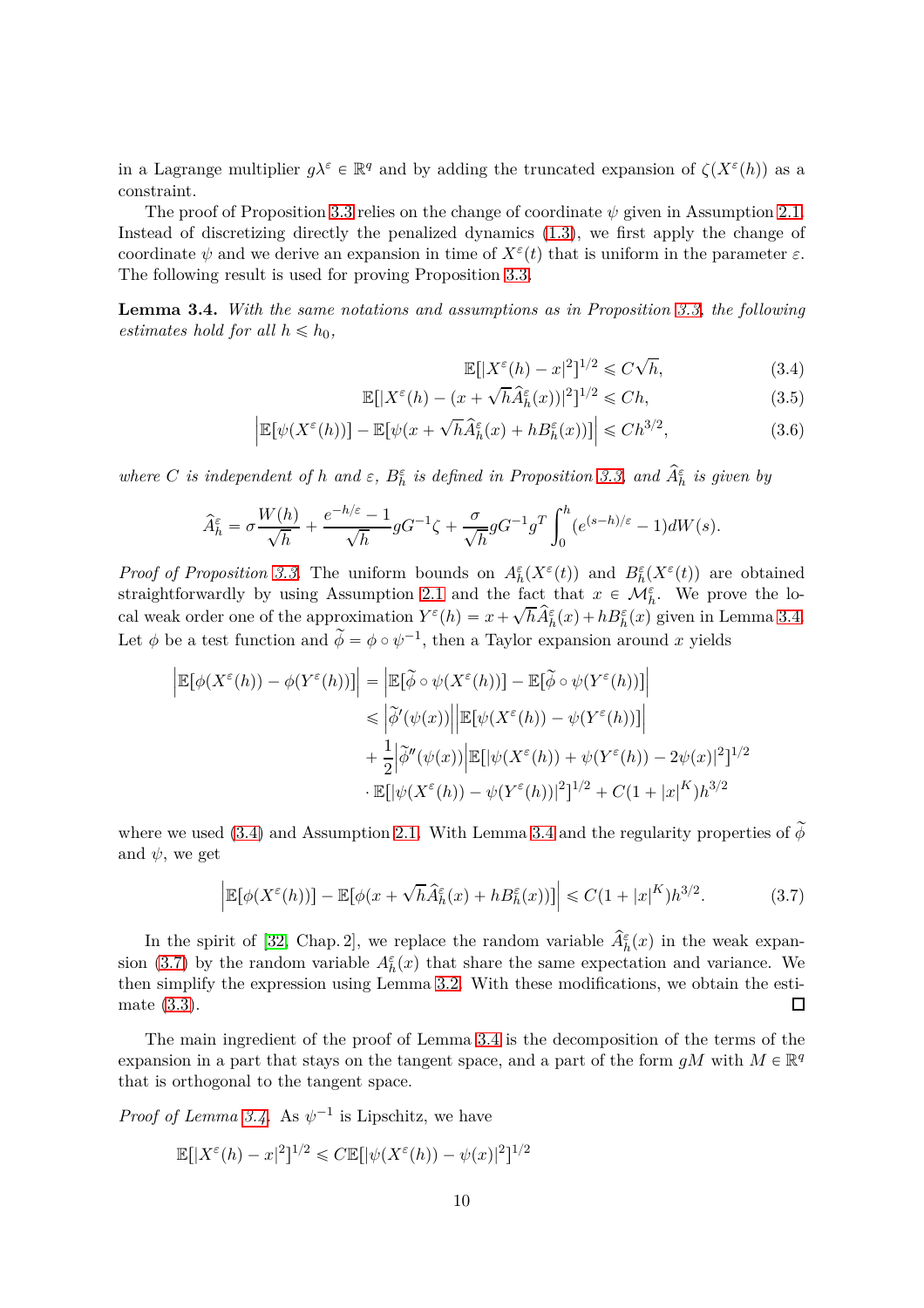in a Lagrange multiplier $g\lambda^\varepsilon \in \mathbb{R}^q$ and by adding the truncated expansion of $\zeta(X^\varepsilon(h))$ as a constraint.

The proof of Proposition 3.3 relies on the change of coordinate $\psi$ given in Assumption 2.1. Instead of discretizing directly the penalized dynamics (1.3), we first apply the change of coordinate $\psi$ and we derive an expansion in time of $X^\varepsilon(t)$ that is uniform in the parameter $\varepsilon$. The following result is used for proving Proposition 3.3.

**Lemma 3.4.** *With the same notations and assumptions as in Proposition 3.3, the following estimates hold for all $h \leqslant h_0$,*

$$\mathbb{E}[|X^\varepsilon(h) - x|^2]^{1/2} \leqslant C\sqrt{h}, \tag{3.4}$$

$$\mathbb{E}[|X^\varepsilon(h) - (x + \sqrt{h}\widehat{A}_h^\varepsilon(x))|^2]^{1/2} \leqslant Ch, \tag{3.5}$$

$$\Big|\mathbb{E}[\psi(X^\varepsilon(h))] - \mathbb{E}[\psi(x + \sqrt{h}\widehat{A}_h^\varepsilon(x) + hB_h^\varepsilon(x))]\Big| \leqslant Ch^{3/2}, \tag{3.6}$$

*where $C$ is independent of $h$ and $\varepsilon$, $B_h^\varepsilon$ is defined in Proposition 3.3, and $\widehat{A}_h^\varepsilon$ is given by*

$$\widehat{A}_h^\varepsilon = \sigma\frac{W(h)}{\sqrt{h}} + \frac{e^{-h/\varepsilon} - 1}{\sqrt{h}} gG^{-1}\zeta + \frac{\sigma}{\sqrt{h}} gG^{-1}g^T \int_0^h (e^{(s-h)/\varepsilon} - 1)dW(s).$$

*Proof of Proposition 3.3.* The uniform bounds on $A_h^\varepsilon(X^\varepsilon(t))$ and $B_h^\varepsilon(X^\varepsilon(t))$ are obtained straightforwardly by using Assumption 2.1 and the fact that $x \in \mathcal{M}_h^\varepsilon$. We prove the local weak order one of the approximation $Y^\varepsilon(h) = x + \sqrt{h}A_h^\varepsilon(x) + hB_h^\varepsilon(x)$ given in Lemma 3.4. Let $\phi$ be a test function and $\widetilde{\phi} = \phi \circ \psi^{-1}$, then a Taylor expansion around $x$ yields

$$\begin{aligned}
\Big|\mathbb{E}[\phi(X^\varepsilon(h)) - \phi(Y^\varepsilon(h))]\Big| &= \Big|\mathbb{E}[\widetilde{\phi} \circ \psi(X^\varepsilon(h))] - \mathbb{E}[\widetilde{\phi} \circ \psi(Y^\varepsilon(h))]\Big| \\
&\leqslant \Big|\widetilde{\phi}'(\psi(x))\Big|\Big|\mathbb{E}[\psi(X^\varepsilon(h)) - \psi(Y^\varepsilon(h))]\Big| \\
&\quad + \frac{1}{2}\Big|\widetilde{\phi}''(\psi(x))\Big|\mathbb{E}[|\psi(X^\varepsilon(h)) + \psi(Y^\varepsilon(h)) - 2\psi(x)|^2]^{1/2} \\
&\quad \cdot \mathbb{E}[|\psi(X^\varepsilon(h)) - \psi(Y^\varepsilon(h))|^2]^{1/2} + C(1 + |x|^K)h^{3/2}
\end{aligned}$$

where we used (3.4) and Assumption 2.1. With Lemma 3.4 and the regularity properties of $\widetilde{\phi}$ and $\psi$, we get

$$\Big|\mathbb{E}[\phi(X^\varepsilon(h))] - \mathbb{E}[\phi(x + \sqrt{h}\widehat{A}_h^\varepsilon(x) + hB_h^\varepsilon(x))]\Big| \leqslant C(1 + |x|^K)h^{3/2}. \tag{3.7}$$

In the spirit of [32, Chap. 2], we replace the random variable $\widehat{A}_h^\varepsilon(x)$ in the weak expansion (3.7) by the random variable $A_h^\varepsilon(x)$ that share the same expectation and variance. We then simplify the expression using Lemma 3.2. With these modifications, we obtain the estimate (3.3). ◻

The main ingredient of the proof of Lemma 3.4 is the decomposition of the terms of the expansion in a part that stays on the tangent space, and a part of the form $gM$ with $M \in \mathbb{R}^q$ that is orthogonal to the tangent space.

*Proof of Lemma 3.4.* As $\psi^{-1}$ is Lipschitz, we have

$$\mathbb{E}[|X^\varepsilon(h) - x|^2]^{1/2} \leqslant C\mathbb{E}[|\psi(X^\varepsilon(h)) - \psi(x)|^2]^{1/2}$$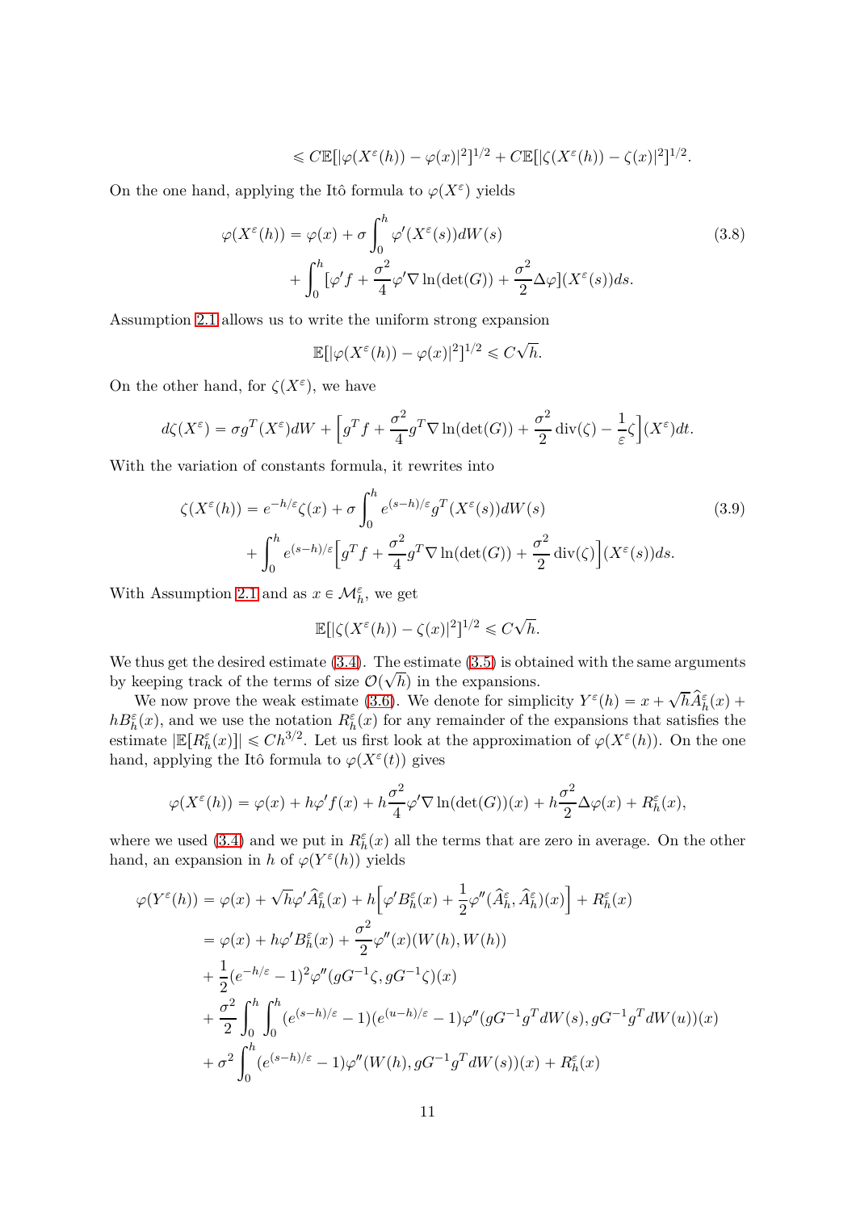$$\leqslant C\mathbb{E}[|\varphi(X^\varepsilon(h))-\varphi(x)|^2]^{1/2}+C\mathbb{E}[|\zeta(X^\varepsilon(h))-\zeta(x)|^2]^{1/2}.$$

On the one hand, applying the Itô formula to $\varphi(X^\varepsilon)$ yields

$$\begin{aligned}\varphi(X^\varepsilon(h))&=\varphi(x)+\sigma\int_0^h\varphi'(X^\varepsilon(s))dW(s)\\&+\int_0^h[\varphi' f+\frac{\sigma^2}{4}\varphi'\nabla\ln(\det(G))+\frac{\sigma^2}{2}\Delta\varphi](X^\varepsilon(s))ds.\end{aligned}\tag{3.8}$$

Assumption 2.1 allows us to write the uniform strong expansion

$$\mathbb{E}[|\varphi(X^\varepsilon(h))-\varphi(x)|^2]^{1/2}\leqslant C\sqrt{h}.$$

On the other hand, for $\zeta(X^\varepsilon)$, we have

$$d\zeta(X^\varepsilon)=\sigma g^T(X^\varepsilon)dW+\Big[g^Tf+\frac{\sigma^2}{4}g^T\nabla\ln(\det(G))+\frac{\sigma^2}{2}\operatorname{div}(\zeta)-\frac{1}{\varepsilon}\zeta\Big](X^\varepsilon)dt.$$

With the variation of constants formula, it rewrites into

$$\begin{aligned}\zeta(X^\varepsilon(h))&=e^{-h/\varepsilon}\zeta(x)+\sigma\int_0^h e^{(s-h)/\varepsilon}g^T(X^\varepsilon(s))dW(s)\\&+\int_0^h e^{(s-h)/\varepsilon}\Big[g^Tf+\frac{\sigma^2}{4}g^T\nabla\ln(\det(G))+\frac{\sigma^2}{2}\operatorname{div}(\zeta)\Big](X^\varepsilon(s))ds.\end{aligned}\tag{3.9}$$

With Assumption 2.1 and as $x\in\mathcal{M}_h^\varepsilon$, we get

$$\mathbb{E}[|\zeta(X^\varepsilon(h))-\zeta(x)|^2]^{1/2}\leqslant C\sqrt{h}.$$

We thus get the desired estimate (3.4). The estimate (3.5) is obtained with the same arguments by keeping track of the terms of size $\mathcal{O}(\sqrt{h})$ in the expansions.

We now prove the weak estimate (3.6). We denote for simplicity $Y^\varepsilon(h)=x+\sqrt{h}\widehat{A}_h^\varepsilon(x)+hB_h^\varepsilon(x)$, and we use the notation $R_h^\varepsilon(x)$ for any remainder of the expansions that satisfies the estimate $|\mathbb{E}[R_h^\varepsilon(x)]|\leqslant Ch^{3/2}$. Let us first look at the approximation of $\varphi(X^\varepsilon(h))$. On the one hand, applying the Itô formula to $\varphi(X^\varepsilon(t))$ gives

$$\varphi(X^\varepsilon(h))=\varphi(x)+h\varphi' f(x)+h\frac{\sigma^2}{4}\varphi'\nabla\ln(\det(G))(x)+h\frac{\sigma^2}{2}\Delta\varphi(x)+R_h^\varepsilon(x),$$

where we used (3.4) and we put in $R_h^\varepsilon(x)$ all the terms that are zero in average. On the other hand, an expansion in $h$ of $\varphi(Y^\varepsilon(h))$ yields

$$\begin{aligned}\varphi(Y^\varepsilon(h))&=\varphi(x)+\sqrt{h}\varphi'\widehat{A}_h^\varepsilon(x)+h\Big[\varphi' B_h^\varepsilon(x)+\frac{1}{2}\varphi''(\widehat{A}_h^\varepsilon,\widehat{A}_h^\varepsilon)(x)\Big]+R_h^\varepsilon(x)\\&=\varphi(x)+h\varphi' B_h^\varepsilon(x)+\frac{\sigma^2}{2}\varphi''(x)(W(h),W(h))\\&+\frac{1}{2}(e^{-h/\varepsilon}-1)^2\varphi''(gG^{-1}\zeta,gG^{-1}\zeta)(x)\\&+\frac{\sigma^2}{2}\int_0^h\int_0^h(e^{(s-h)/\varepsilon}-1)(e^{(u-h)/\varepsilon}-1)\varphi''(gG^{-1}g^TdW(s),gG^{-1}g^TdW(u))(x)\\&+\sigma^2\int_0^h(e^{(s-h)/\varepsilon}-1)\varphi''(W(h),gG^{-1}g^TdW(s))(x)+R_h^\varepsilon(x)\end{aligned}$$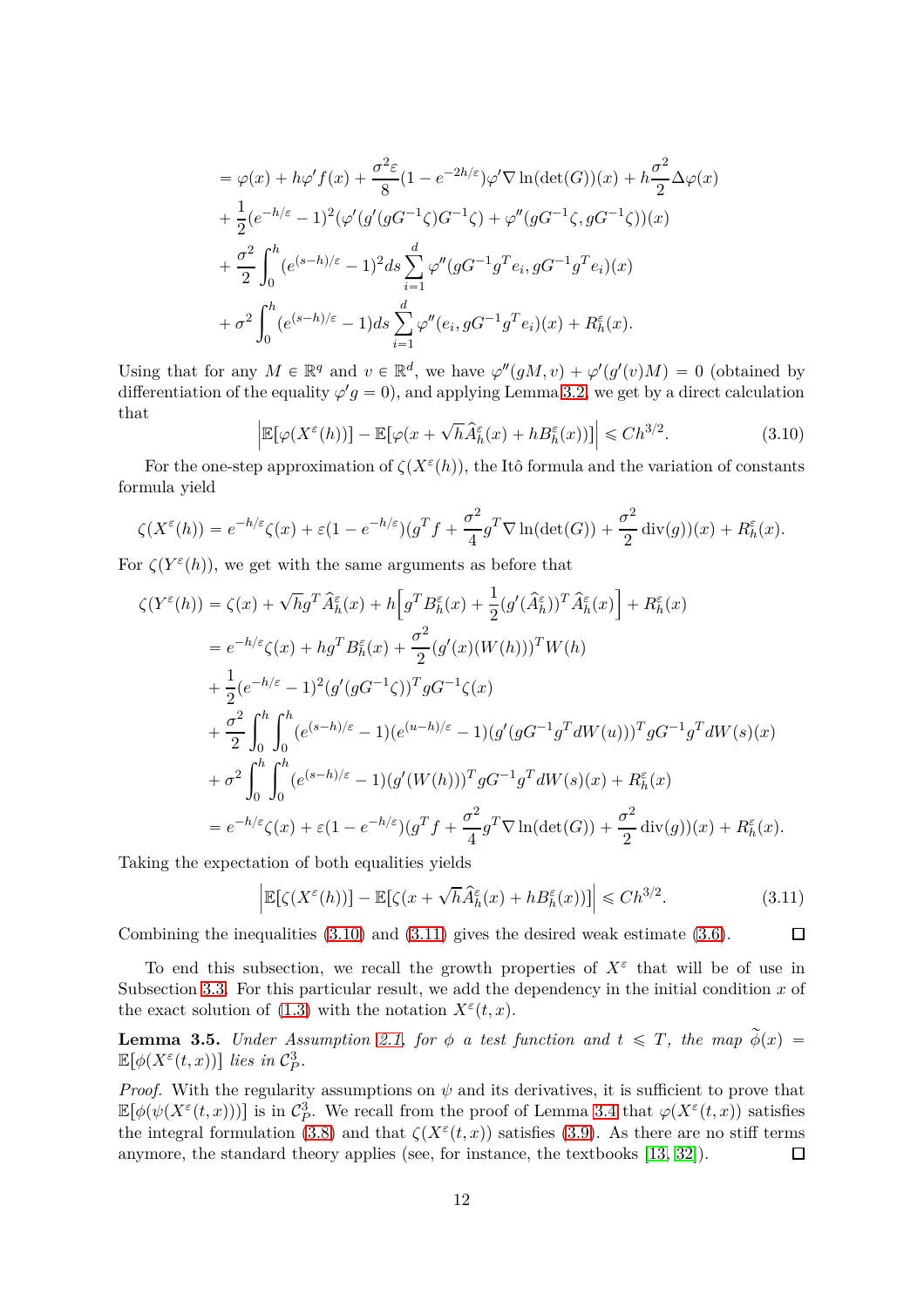$$
\begin{aligned}
&= \varphi(x) + h\varphi' f(x) + \frac{\sigma^2 \varepsilon}{8}(1-e^{-2h/\varepsilon})\varphi'\nabla \ln(\det(G))(x) + h\frac{\sigma^2}{2}\Delta\varphi(x) \\
&+ \frac{1}{2}(e^{-h/\varepsilon}-1)^2(\varphi'(g'(gG^{-1}\zeta)G^{-1}\zeta) + \varphi''(gG^{-1}\zeta, gG^{-1}\zeta))(x) \\
&+ \frac{\sigma^2}{2}\int_0^h (e^{(s-h)/\varepsilon}-1)^2 ds \sum_{i=1}^d \varphi''(gG^{-1}g^T e_i, gG^{-1}g^T e_i)(x) \\
&+ \sigma^2 \int_0^h (e^{(s-h)/\varepsilon}-1) ds \sum_{i=1}^d \varphi''(e_i, gG^{-1}g^T e_i)(x) + R_h^\varepsilon(x).
\end{aligned}
$$

Using that for any $M \in \mathbb{R}^q$ and $v \in \mathbb{R}^d$, we have $\varphi''(gM, v) + \varphi'(g'(v)M) = 0$ (obtained by differentiation of the equality $\varphi' g = 0$), and applying Lemma 3.2, we get by a direct calculation that

$$
\left| \mathbb{E}[\varphi(X^\varepsilon(h))] - \mathbb{E}[\varphi(x + \sqrt{h}\widehat{A}_h^\varepsilon(x) + hB_h^\varepsilon(x))] \right| \leqslant Ch^{3/2}. \tag{3.10}
$$

For the one-step approximation of $\zeta(X^\varepsilon(h))$, the Itô formula and the variation of constants formula yield

$$
\zeta(X^\varepsilon(h)) = e^{-h/\varepsilon}\zeta(x) + \varepsilon(1-e^{-h/\varepsilon})(g^T f + \frac{\sigma^2}{4}g^T \nabla \ln(\det(G)) + \frac{\sigma^2}{2}\operatorname{div}(g))(x) + R_h^\varepsilon(x).
$$

For $\zeta(Y^\varepsilon(h))$, we get with the same arguments as before that

$$
\begin{aligned}
\zeta(Y^\varepsilon(h)) &= \zeta(x) + \sqrt{h} g^T \widehat{A}_h^\varepsilon(x) + h\Big[g^T B_h^\varepsilon(x) + \frac{1}{2}(g'(\widehat{A}_h^\varepsilon))^T \widehat{A}_h^\varepsilon(x)\Big] + R_h^\varepsilon(x) \\
&= e^{-h/\varepsilon}\zeta(x) + hg^T B_h^\varepsilon(x) + \frac{\sigma^2}{2}(g'(x)(W(h)))^T W(h) \\
&+ \frac{1}{2}(e^{-h/\varepsilon}-1)^2 (g'(gG^{-1}\zeta))^T gG^{-1}\zeta(x) \\
&+ \frac{\sigma^2}{2}\int_0^h \int_0^h (e^{(s-h)/\varepsilon}-1)(e^{(u-h)/\varepsilon}-1)(g'(gG^{-1}g^T dW(u)))^T gG^{-1}g^T dW(s)(x) \\
&+ \sigma^2 \int_0^h \int_0^h (e^{(s-h)/\varepsilon}-1)(g'(W(h)))^T gG^{-1}g^T dW(s)(x) + R_h^\varepsilon(x) \\
&= e^{-h/\varepsilon}\zeta(x) + \varepsilon(1-e^{-h/\varepsilon})(g^T f + \frac{\sigma^2}{4}g^T\nabla \ln(\det(G)) + \frac{\sigma^2}{2}\operatorname{div}(g))(x) + R_h^\varepsilon(x).
\end{aligned}
$$

Taking the expectation of both equalities yields

$$
\left| \mathbb{E}[\zeta(X^\varepsilon(h))] - \mathbb{E}[\zeta(x + \sqrt{h}\widehat{A}_h^\varepsilon(x) + hB_h^\varepsilon(x))] \right| \leqslant Ch^{3/2}. \tag{3.11}
$$

Combining the inequalities (3.10) and (3.11) gives the desired weak estimate (3.6). ∎

To end this subsection, we recall the growth properties of $X^\varepsilon$ that will be of use in Subsection 3.3. For this particular result, we add the dependency in the initial condition $x$ of the exact solution of (1.3) with the notation $X^\varepsilon(t, x)$.

**Lemma 3.5.** *Under Assumption 2.1, for $\phi$ a test function and $t \leqslant T$, the map $\widetilde{\phi}(x) = \mathbb{E}[\phi(X^\varepsilon(t,x))]$ lies in $\mathcal{C}_P^3$.*

*Proof.* With the regularity assumptions on $\psi$ and its derivatives, it is sufficient to prove that $\mathbb{E}[\phi(\psi(X^\varepsilon(t,x)))]$ is in $\mathcal{C}_P^3$. We recall from the proof of Lemma 3.4 that $\varphi(X^\varepsilon(t,x))$ satisfies the integral formulation (3.8) and that $\zeta(X^\varepsilon(t,x))$ satisfies (3.9). As there are no stiff terms anymore, the standard theory applies (see, for instance, the textbooks [13, 32]). ∎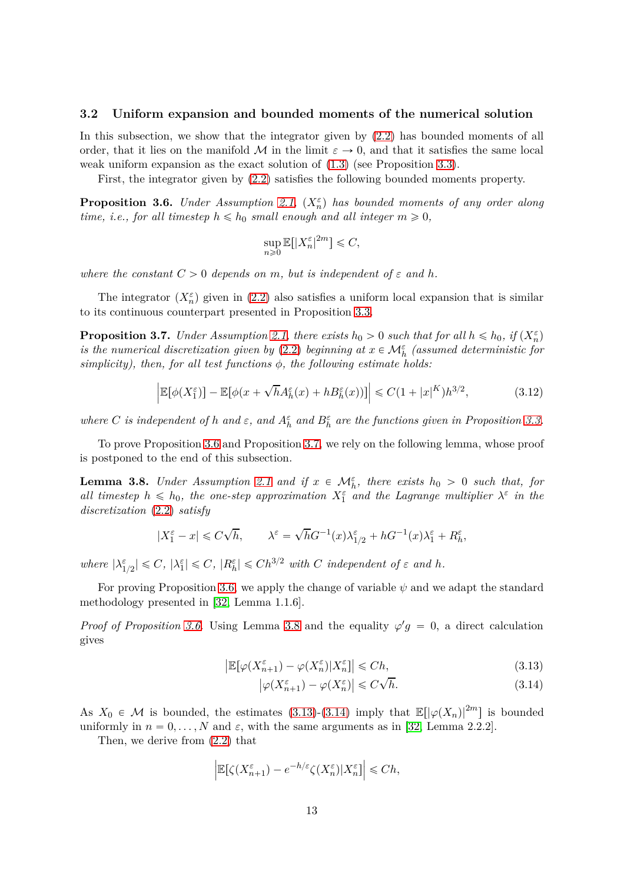### 3.2 Uniform expansion and bounded moments of the numerical solution

In this subsection, we show that the integrator given by (2.2) has bounded moments of all order, that it lies on the manifold $\mathcal{M}$ in the limit $\varepsilon \to 0$, and that it satisfies the same local weak uniform expansion as the exact solution of (1.3) (see Proposition 3.3).

First, the integrator given by (2.2) satisfies the following bounded moments property.

**Proposition 3.6.** *Under Assumption 2.1, $(X_n^\varepsilon)$ has bounded moments of any order along time, i.e., for all timestep $h \leqslant h_0$ small enough and all integer $m \geqslant 0$,*

$$\sup_{n \geqslant 0} \mathbb{E}[|X_n^\varepsilon|^{2m}] \leqslant C,$$

*where the constant $C > 0$ depends on $m$, but is independent of $\varepsilon$ and $h$.*

The integrator $(X_n^\varepsilon)$ given in (2.2) also satisfies a uniform local expansion that is similar to its continuous counterpart presented in Proposition 3.3.

**Proposition 3.7.** *Under Assumption 2.1, there exists $h_0 > 0$ such that for all $h \leqslant h_0$, if $(X_n^\varepsilon)$ is the numerical discretization given by (2.2) beginning at $x \in \mathcal{M}_h^\varepsilon$ (assumed deterministic for simplicity), then, for all test functions $\phi$, the following estimate holds:*

$$\left|\mathbb{E}[\phi(X_1^\varepsilon)] - \mathbb{E}[\phi(x + \sqrt{h} A_h^\varepsilon(x) + h B_h^\varepsilon(x))]\right| \leqslant C(1 + |x|^K) h^{3/2}, \tag{3.12}$$

*where $C$ is independent of $h$ and $\varepsilon$, and $A_h^\varepsilon$ and $B_h^\varepsilon$ are the functions given in Proposition 3.3.*

To prove Proposition 3.6 and Proposition 3.7, we rely on the following lemma, whose proof is postponed to the end of this subsection.

**Lemma 3.8.** *Under Assumption 2.1 and if $x \in \mathcal{M}_h^\varepsilon$, there exists $h_0 > 0$ such that, for all timestep $h \leqslant h_0$, the one-step approximation $X_1^\varepsilon$ and the Lagrange multiplier $\lambda^\varepsilon$ in the discretization (2.2) satisfy*

$$|X_1^\varepsilon - x| \leqslant C\sqrt{h}, \qquad \lambda^\varepsilon = \sqrt{h} G^{-1}(x) \lambda_{1/2}^\varepsilon + h G^{-1}(x) \lambda_1^\varepsilon + R_h^\varepsilon,$$

*where $|\lambda_{1/2}^\varepsilon| \leqslant C$, $|\lambda_1^\varepsilon| \leqslant C$, $|R_h^\varepsilon| \leqslant C h^{3/2}$ with $C$ independent of $\varepsilon$ and $h$.*

For proving Proposition 3.6, we apply the change of variable $\psi$ and we adapt the standard methodology presented in [32, Lemma 1.1.6].

*Proof of Proposition 3.6.* Using Lemma 3.8 and the equality $\varphi' g = 0$, a direct calculation gives

$$\left|\mathbb{E}[\varphi(X_{n+1}^\varepsilon) - \varphi(X_n^\varepsilon) | X_n^\varepsilon]\right| \leqslant Ch, \tag{3.13}$$

$$\left|\varphi(X_{n+1}^\varepsilon) - \varphi(X_n^\varepsilon)\right| \leqslant C\sqrt{h}. \tag{3.14}$$

As $X_0 \in \mathcal{M}$ is bounded, the estimates (3.13)-(3.14) imply that $\mathbb{E}[|\varphi(X_n)|^{2m}]$ is bounded uniformly in $n = 0, \ldots, N$ and $\varepsilon$, with the same arguments as in [32, Lemma 2.2.2].

Then, we derive from (2.2) that

$$\left|\mathbb{E}[\zeta(X_{n+1}^\varepsilon) - e^{-h/\varepsilon} \zeta(X_n^\varepsilon) | X_n^\varepsilon]\right| \leqslant Ch,$$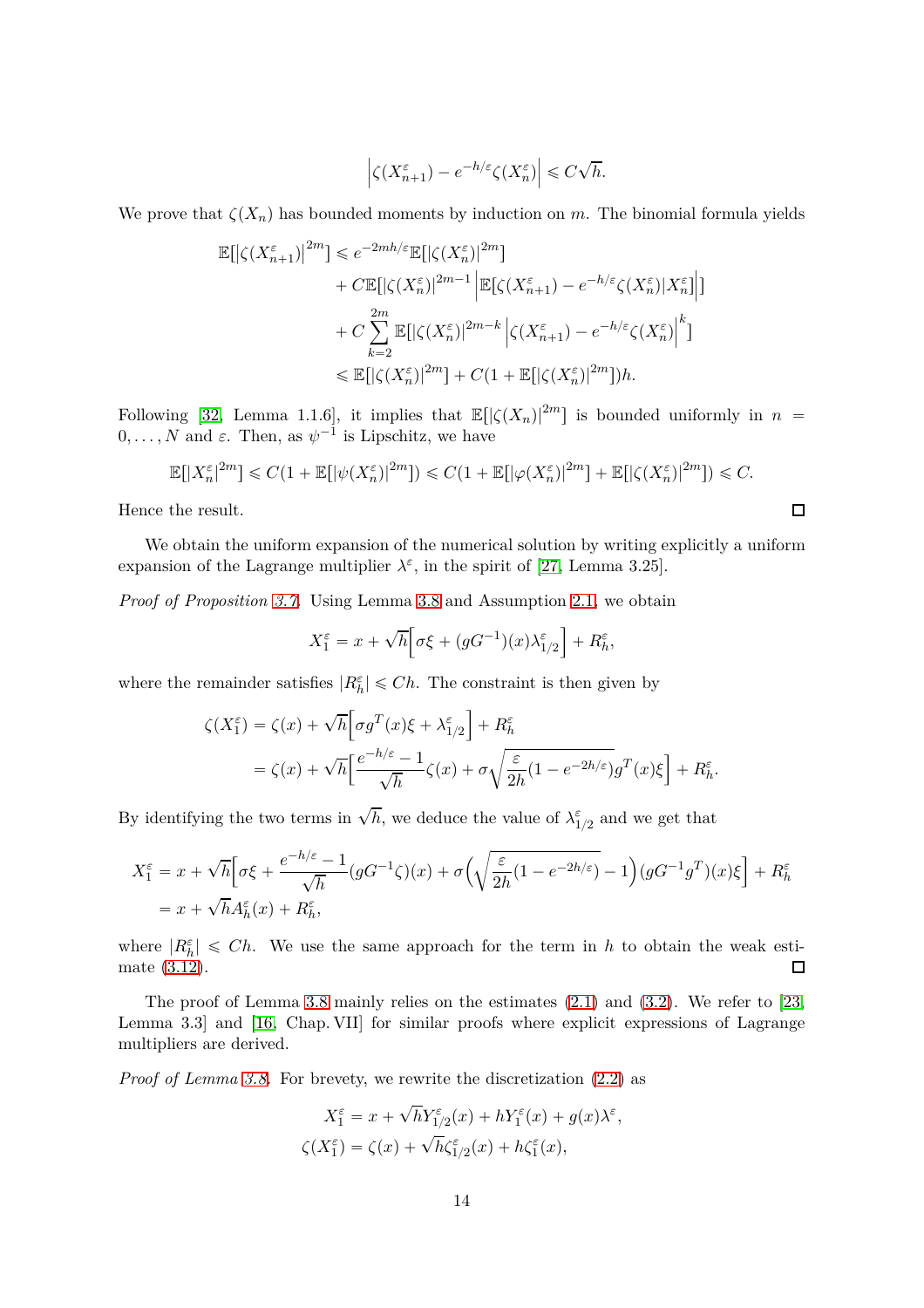$$\left|\zeta(X_{n+1}^\varepsilon) - e^{-h/\varepsilon}\zeta(X_n^\varepsilon)\right| \leqslant C\sqrt{h}.$$

We prove that $\zeta(X_n)$ has bounded moments by induction on $m$. The binomial formula yields

$$\begin{aligned}
\mathbb{E}[\left|\zeta(X_{n+1}^\varepsilon)\right|^{2m}] &\leqslant e^{-2mh/\varepsilon}\mathbb{E}[|\zeta(X_n^\varepsilon)|^{2m}] \\
&\quad + C\mathbb{E}[|\zeta(X_n^\varepsilon)|^{2m-1}\left|\mathbb{E}[\zeta(X_{n+1}^\varepsilon) - e^{-h/\varepsilon}\zeta(X_n^\varepsilon)|X_n^\varepsilon]\right|] \\
&\quad + C\sum_{k=2}^{2m}\mathbb{E}[|\zeta(X_n^\varepsilon)|^{2m-k}\left|\zeta(X_{n+1}^\varepsilon) - e^{-h/\varepsilon}\zeta(X_n^\varepsilon)\right|^k] \\
&\leqslant \mathbb{E}[|\zeta(X_n^\varepsilon)|^{2m}] + C(1+\mathbb{E}[|\zeta(X_n^\varepsilon)|^{2m}])h.
\end{aligned}$$

Following [32, Lemma 1.1.6], it implies that $\mathbb{E}[|\zeta(X_n)|^{2m}]$ is bounded uniformly in $n = 0,\dots,N$ and $\varepsilon$. Then, as $\psi^{-1}$ is Lipschitz, we have

$$\mathbb{E}[|X_n^\varepsilon|^{2m}] \leqslant C(1+\mathbb{E}[|\psi(X_n^\varepsilon)|^{2m}]) \leqslant C(1+\mathbb{E}[|\varphi(X_n^\varepsilon)|^{2m}] + \mathbb{E}[|\zeta(X_n^\varepsilon)|^{2m}]) \leqslant C.$$

Hence the result. ◻

We obtain the uniform expansion of the numerical solution by writing explicitly a uniform expansion of the Lagrange multiplier $\lambda^\varepsilon$, in the spirit of [27, Lemma 3.25].

*Proof of Proposition 3.7.* Using Lemma 3.8 and Assumption 2.1, we obtain

$$X_1^\varepsilon = x + \sqrt{h}\Big[\sigma\xi + (gG^{-1})(x)\lambda_{1/2}^\varepsilon\Big] + R_h^\varepsilon,$$

where the remainder satisfies $|R_h^\varepsilon| \leqslant Ch$. The constraint is then given by

$$\begin{aligned}
\zeta(X_1^\varepsilon) &= \zeta(x) + \sqrt{h}\Big[\sigma g^T(x)\xi + \lambda_{1/2}^\varepsilon\Big] + R_h^\varepsilon \\
&= \zeta(x) + \sqrt{h}\Big[\frac{e^{-h/\varepsilon}-1}{\sqrt{h}}\zeta(x) + \sigma\sqrt{\frac{\varepsilon}{2h}(1-e^{-2h/\varepsilon})}g^T(x)\xi\Big] + R_h^\varepsilon.
\end{aligned}$$

By identifying the two terms in $\sqrt{h}$, we deduce the value of $\lambda_{1/2}^\varepsilon$ and we get that

$$\begin{aligned}
X_1^\varepsilon &= x + \sqrt{h}\Big[\sigma\xi + \frac{e^{-h/\varepsilon}-1}{\sqrt{h}}(gG^{-1}\zeta)(x) + \sigma\Big(\sqrt{\frac{\varepsilon}{2h}(1-e^{-2h/\varepsilon})}-1\Big)(gG^{-1}g^T)(x)\xi\Big] + R_h^\varepsilon \\
&= x + \sqrt{h}A_h^\varepsilon(x) + R_h^\varepsilon,
\end{aligned}$$

where $|R_h^\varepsilon| \leqslant Ch$. We use the same approach for the term in $h$ to obtain the weak estimate (3.12). ◻

The proof of Lemma 3.8 mainly relies on the estimates (2.1) and (3.2). We refer to [23, Lemma 3.3] and [16, Chap. VII] for similar proofs where explicit expressions of Lagrange multipliers are derived.

*Proof of Lemma 3.8.* For brevety, we rewrite the discretization (2.2) as

$$\begin{aligned}
X_1^\varepsilon &= x + \sqrt{h}Y_{1/2}^\varepsilon(x) + hY_1^\varepsilon(x) + g(x)\lambda^\varepsilon, \\
\zeta(X_1^\varepsilon) &= \zeta(x) + \sqrt{h}\zeta_{1/2}^\varepsilon(x) + h\zeta_1^\varepsilon(x),
\end{aligned}$$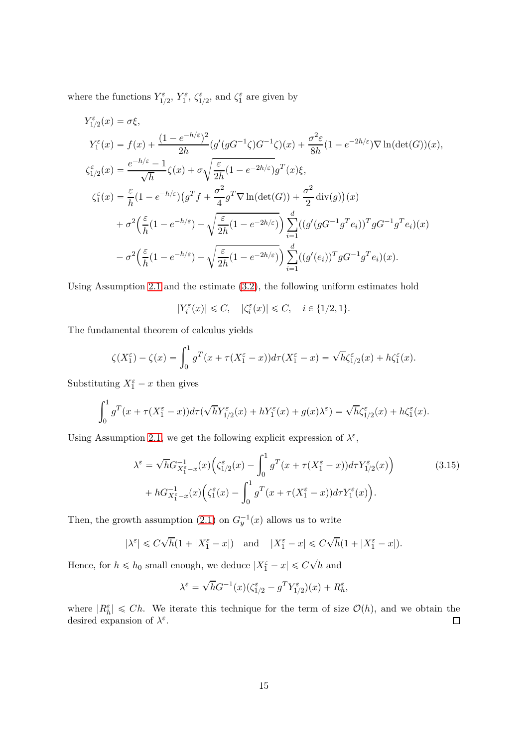where the functions $Y^\varepsilon_{1/2}$, $Y^\varepsilon_1$, $\zeta^\varepsilon_{1/2}$, and $\zeta^\varepsilon_1$ are given by

$$
\begin{aligned}
Y^\varepsilon_{1/2}(x) &= \sigma\xi,\\
Y^\varepsilon_1(x) &= f(x) + \frac{(1-e^{-h/\varepsilon})^2}{2h}(g'(gG^{-1}\zeta)G^{-1}\zeta)(x) + \frac{\sigma^2\varepsilon}{8h}(1-e^{-2h/\varepsilon})\nabla\ln(\det(G))(x),\\
\zeta^\varepsilon_{1/2}(x) &= \frac{e^{-h/\varepsilon}-1}{\sqrt{h}}\zeta(x) + \sigma\sqrt{\frac{\varepsilon}{2h}(1-e^{-2h/\varepsilon})}g^T(x)\xi,\\
\zeta^\varepsilon_1(x) &= \frac{\varepsilon}{h}(1-e^{-h/\varepsilon})\big(g^Tf + \frac{\sigma^2}{4}g^T\nabla\ln(\det(G)) + \frac{\sigma^2}{2}\operatorname{div}(g)\big)(x)\\
&\quad + \sigma^2\Big(\frac{\varepsilon}{h}(1-e^{-h/\varepsilon}) - \sqrt{\frac{\varepsilon}{2h}(1-e^{-2h/\varepsilon})}\Big)\sum_{i=1}^d((g'(gG^{-1}g^Te_i))^TgG^{-1}g^Te_i)(x)\\
&\quad - \sigma^2\Big(\frac{\varepsilon}{h}(1-e^{-h/\varepsilon}) - \sqrt{\frac{\varepsilon}{2h}(1-e^{-2h/\varepsilon})}\Big)\sum_{i=1}^d((g'(e_i))^TgG^{-1}g^Te_i)(x).
\end{aligned}
$$

Using Assumption 2.1 and the estimate (3.2), the following uniform estimates hold

$$
|Y^\varepsilon_i(x)| \leqslant C, \quad |\zeta^\varepsilon_i(x)| \leqslant C, \quad i \in \{1/2, 1\}.
$$

The fundamental theorem of calculus yields

$$
\zeta(X^\varepsilon_1) - \zeta(x) = \int_0^1 g^T(x+\tau(X^\varepsilon_1 - x))d\tau(X^\varepsilon_1 - x) = \sqrt{h}\zeta^\varepsilon_{1/2}(x) + h\zeta^\varepsilon_1(x).
$$

Substituting $X^\varepsilon_1 - x$ then gives

$$
\int_0^1 g^T(x+\tau(X^\varepsilon_1 - x))d\tau(\sqrt{h}Y^\varepsilon_{1/2}(x) + hY^\varepsilon_1(x) + g(x)\lambda^\varepsilon) = \sqrt{h}\zeta^\varepsilon_{1/2}(x) + h\zeta^\varepsilon_1(x).
$$

Using Assumption 2.1, we get the following explicit expression of $\lambda^\varepsilon$,

$$
\begin{aligned}
\lambda^\varepsilon = \sqrt{h}G^{-1}_{X^\varepsilon_1 - x}(x)\Big(\zeta^\varepsilon_{1/2}(x) - \int_0^1 g^T(x+\tau(X^\varepsilon_1 - x))d\tau Y^\varepsilon_{1/2}(x)\Big)\\
+ hG^{-1}_{X^\varepsilon_1 - x}(x)\Big(\zeta^\varepsilon_1(x) - \int_0^1 g^T(x+\tau(X^\varepsilon_1 - x))d\tau Y^\varepsilon_1(x)\Big).
\end{aligned} \tag{3.15}
$$

Then, the growth assumption (2.1) on $G^{-1}_y(x)$ allows us to write

$$
|\lambda^\varepsilon| \leqslant C\sqrt{h}(1+|X^\varepsilon_1 - x|) \quad \text{and} \quad |X^\varepsilon_1 - x| \leqslant C\sqrt{h}(1+|X^\varepsilon_1 - x|).
$$

Hence, for $h \leqslant h_0$ small enough, we deduce $|X^\varepsilon_1 - x| \leqslant C\sqrt{h}$ and

$$
\lambda^\varepsilon = \sqrt{h}G^{-1}(x)(\zeta^\varepsilon_{1/2} - g^TY^\varepsilon_{1/2})(x) + R^\varepsilon_h,
$$

where $|R^\varepsilon_h| \leqslant Ch$. We iterate this technique for the term of size $\mathcal{O}(h)$, and we obtain the desired expansion of $\lambda^\varepsilon$. ◻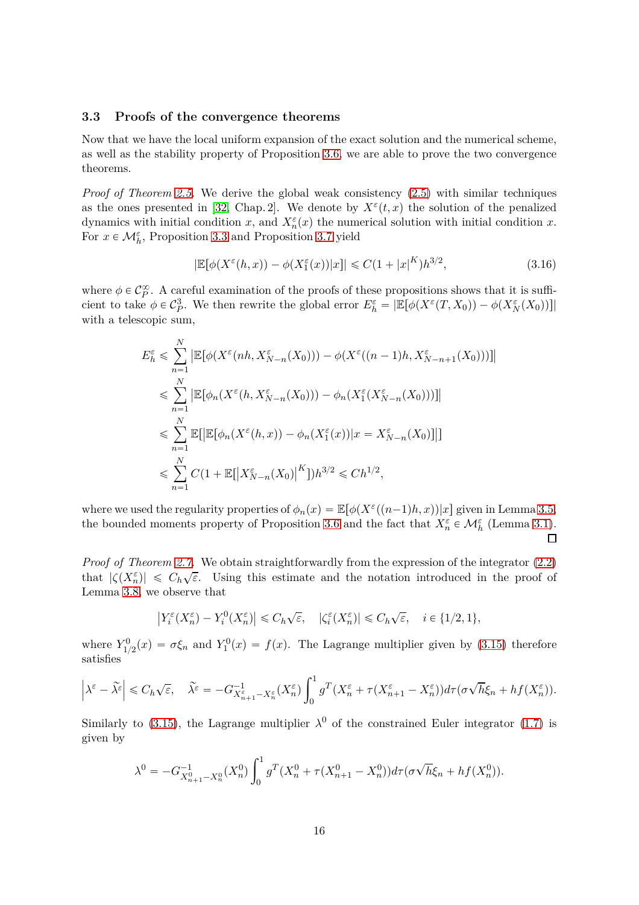### 3.3 Proofs of the convergence theorems

Now that we have the local uniform expansion of the exact solution and the numerical scheme, as well as the stability property of Proposition 3.6, we are able to prove the two convergence theorems.

*Proof of Theorem 2.5.* We derive the global weak consistency (2.5) with similar techniques as the ones presented in [32, Chap. 2]. We denote by $X^\varepsilon(t,x)$ the solution of the penalized dynamics with initial condition $x$, and $X_n^\varepsilon(x)$ the numerical solution with initial condition $x$. For $x \in \mathcal{M}_h^\varepsilon$, Proposition 3.3 and Proposition 3.7 yield

$$|\mathbb{E}[\phi(X^\varepsilon(h,x)) - \phi(X_1^\varepsilon(x))|x]| \leqslant C(1+|x|^K)h^{3/2}, \tag{3.16}$$

where $\phi \in \mathcal{C}_P^\infty$. A careful examination of the proofs of these propositions shows that it is sufficient to take $\phi \in \mathcal{C}_P^3$. We then rewrite the global error $E_h^\varepsilon = |\mathbb{E}[\phi(X^\varepsilon(T,X_0)) - \phi(X_N^\varepsilon(X_0))]|$ with a telescopic sum,

$$\begin{aligned}
E_h^\varepsilon &\leqslant \sum_{n=1}^N \left|\mathbb{E}[\phi(X^\varepsilon(nh, X_{N-n}^\varepsilon(X_0))) - \phi(X^\varepsilon((n-1)h, X_{N-n+1}^\varepsilon(X_0)))]\right| \\
&\leqslant \sum_{n=1}^N \left|\mathbb{E}[\phi_n(X^\varepsilon(h, X_{N-n}^\varepsilon(X_0))) - \phi_n(X_1^\varepsilon(X_{N-n}^\varepsilon(X_0)))]\right| \\
&\leqslant \sum_{n=1}^N \mathbb{E}[\left|\mathbb{E}[\phi_n(X^\varepsilon(h,x)) - \phi_n(X_1^\varepsilon(x))|x = X_{N-n}^\varepsilon(X_0)]\right|] \\
&\leqslant \sum_{n=1}^N C(1+\mathbb{E}[\left|X_{N-n}^\varepsilon(X_0)\right|^K])h^{3/2} \leqslant Ch^{1/2},
\end{aligned}$$

where we used the regularity properties of $\phi_n(x) = \mathbb{E}[\phi(X^\varepsilon((n-1)h,x))|x]$ given in Lemma 3.5, the bounded moments property of Proposition 3.6 and the fact that $X_n^\varepsilon \in \mathcal{M}_h^\varepsilon$ (Lemma 3.1). $\square$

*Proof of Theorem 2.7.* We obtain straightforwardly from the expression of the integrator (2.2) that $|\zeta(X_n^\varepsilon)| \leqslant C_h\sqrt{\varepsilon}$. Using this estimate and the notation introduced in the proof of Lemma 3.8, we observe that

$$\left|Y_i^\varepsilon(X_n^\varepsilon) - Y_i^0(X_n^\varepsilon)\right| \leqslant C_h\sqrt{\varepsilon}, \quad |\zeta_i^\varepsilon(X_n^\varepsilon)| \leqslant C_h\sqrt{\varepsilon}, \quad i \in \{1/2, 1\},$$

where $Y_{1/2}^0(x) = \sigma\xi_n$ and $Y_1^0(x) = f(x)$. The Lagrange multiplier given by (3.15) therefore satisfies

$$\left|\lambda^\varepsilon - \widetilde{\lambda}^\varepsilon\right| \leqslant C_h\sqrt{\varepsilon}, \quad \widetilde{\lambda}^\varepsilon = -G_{X_{n+1}^\varepsilon - X_n^\varepsilon}^{-1}(X_n^\varepsilon)\int_0^1 g^T(X_n^\varepsilon + \tau(X_{n+1}^\varepsilon - X_n^\varepsilon))d\tau(\sigma\sqrt{h}\xi_n + hf(X_n^\varepsilon)).$$

Similarly to (3.15), the Lagrange multiplier $\lambda^0$ of the constrained Euler integrator (1.7) is given by

$$\lambda^0 = -G_{X_{n+1}^0 - X_n^0}^{-1}(X_n^0)\int_0^1 g^T(X_n^0 + \tau(X_{n+1}^0 - X_n^0))d\tau(\sigma\sqrt{h}\xi_n + hf(X_n^0)).$$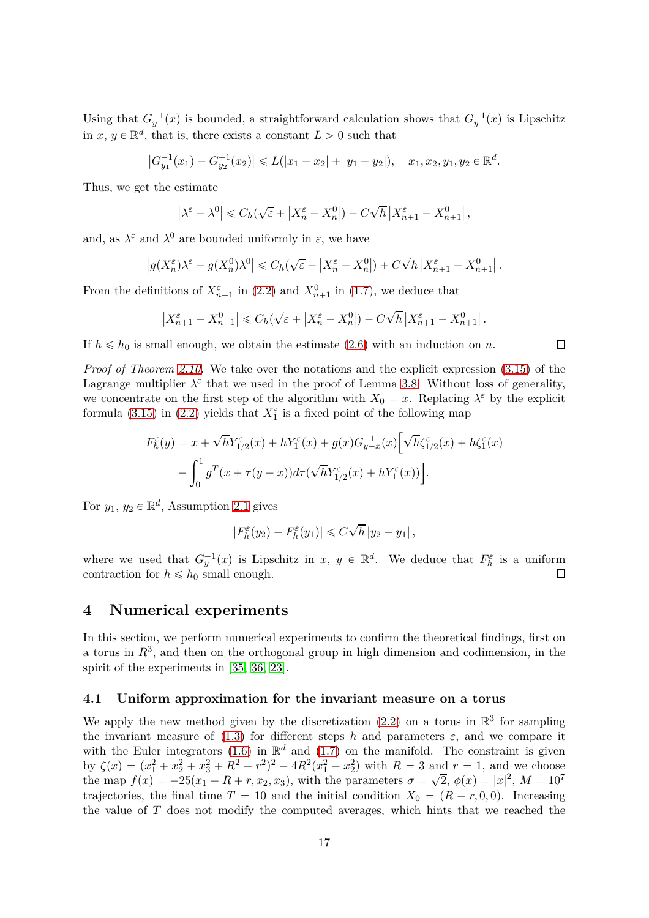Using that $G_y^{-1}(x)$ is bounded, a straightforward calculation shows that $G_y^{-1}(x)$ is Lipschitz in $x$, $y \in \mathbb{R}^d$, that is, there exists a constant $L > 0$ such that

$$\left|G_{y_1}^{-1}(x_1) - G_{y_2}^{-1}(x_2)\right| \leqslant L(|x_1 - x_2| + |y_1 - y_2|), \quad x_1, x_2, y_1, y_2 \in \mathbb{R}^d.$$

Thus, we get the estimate

$$\left|\lambda^\varepsilon - \lambda^0\right| \leqslant C_h(\sqrt{\varepsilon} + \left|X_n^\varepsilon - X_n^0\right|) + C\sqrt{h}\left|X_{n+1}^\varepsilon - X_{n+1}^0\right|,$$

and, as $\lambda^\varepsilon$ and $\lambda^0$ are bounded uniformly in $\varepsilon$, we have

$$\left|g(X_n^\varepsilon)\lambda^\varepsilon - g(X_n^0)\lambda^0\right| \leqslant C_h(\sqrt{\varepsilon} + \left|X_n^\varepsilon - X_n^0\right|) + C\sqrt{h}\left|X_{n+1}^\varepsilon - X_{n+1}^0\right|.$$

From the definitions of $X_{n+1}^\varepsilon$ in (2.2) and $X_{n+1}^0$ in (1.7), we deduce that

$$\left|X_{n+1}^\varepsilon - X_{n+1}^0\right| \leqslant C_h(\sqrt{\varepsilon} + \left|X_n^\varepsilon - X_n^0\right|) + C\sqrt{h}\left|X_{n+1}^\varepsilon - X_{n+1}^0\right|.$$

If $h \leqslant h_0$ is small enough, we obtain the estimate (2.6) with an induction on $n$. □

*Proof of Theorem 2.10.* We take over the notations and the explicit expression (3.15) of the Lagrange multiplier $\lambda^\varepsilon$ that we used in the proof of Lemma 3.8. Without loss of generality, we concentrate on the first step of the algorithm with $X_0 = x$. Replacing $\lambda^\varepsilon$ by the explicit formula (3.15) in (2.2) yields that $X_1^\varepsilon$ is a fixed point of the following map

$$\begin{aligned} F_h^\varepsilon(y) = x &+ \sqrt{h}Y_{1/2}^\varepsilon(x) + hY_1^\varepsilon(x) + g(x)G_{y-x}^{-1}(x)\Big[\sqrt{h}\zeta_{1/2}^\varepsilon(x) + h\zeta_1^\varepsilon(x) \\ &- \int_0^1 g^T(x + \tau(y - x))d\tau(\sqrt{h}Y_{1/2}^\varepsilon(x) + hY_1^\varepsilon(x))\Big]. \end{aligned}$$

For $y_1$, $y_2 \in \mathbb{R}^d$, Assumption 2.1 gives

$$\left|F_h^\varepsilon(y_2) - F_h^\varepsilon(y_1)\right| \leqslant C\sqrt{h}\left|y_2 - y_1\right|,$$

where we used that $G_y^{-1}(x)$ is Lipschitz in $x$, $y \in \mathbb{R}^d$. We deduce that $F_h^\varepsilon$ is a uniform contraction for $h \leqslant h_0$ small enough. □

## 4 Numerical experiments

In this section, we perform numerical experiments to confirm the theoretical findings, first on a torus in $R^3$, and then on the orthogonal group in high dimension and codimension, in the spirit of the experiments in [35, 36, 23].

### 4.1 Uniform approximation for the invariant measure on a torus

We apply the new method given by the discretization (2.2) on a torus in $\mathbb{R}^3$ for sampling the invariant measure of (1.3) for different steps $h$ and parameters $\varepsilon$, and we compare it with the Euler integrators (1.6) in $\mathbb{R}^d$ and (1.7) on the manifold. The constraint is given by $\zeta(x) = (x_1^2 + x_2^2 + x_3^2 + R^2 - r^2)^2 - 4R^2(x_1^2 + x_2^2)$ with $R = 3$ and $r = 1$, and we choose the map $f(x) = -25(x_1 - R + r, x_2, x_3)$, with the parameters $\sigma = \sqrt{2}$, $\phi(x) = |x|^2$, $M = 10^7$ trajectories, the final time $T = 10$ and the initial condition $X_0 = (R - r, 0, 0)$. Increasing the value of $T$ does not modify the computed averages, which hints that we reached the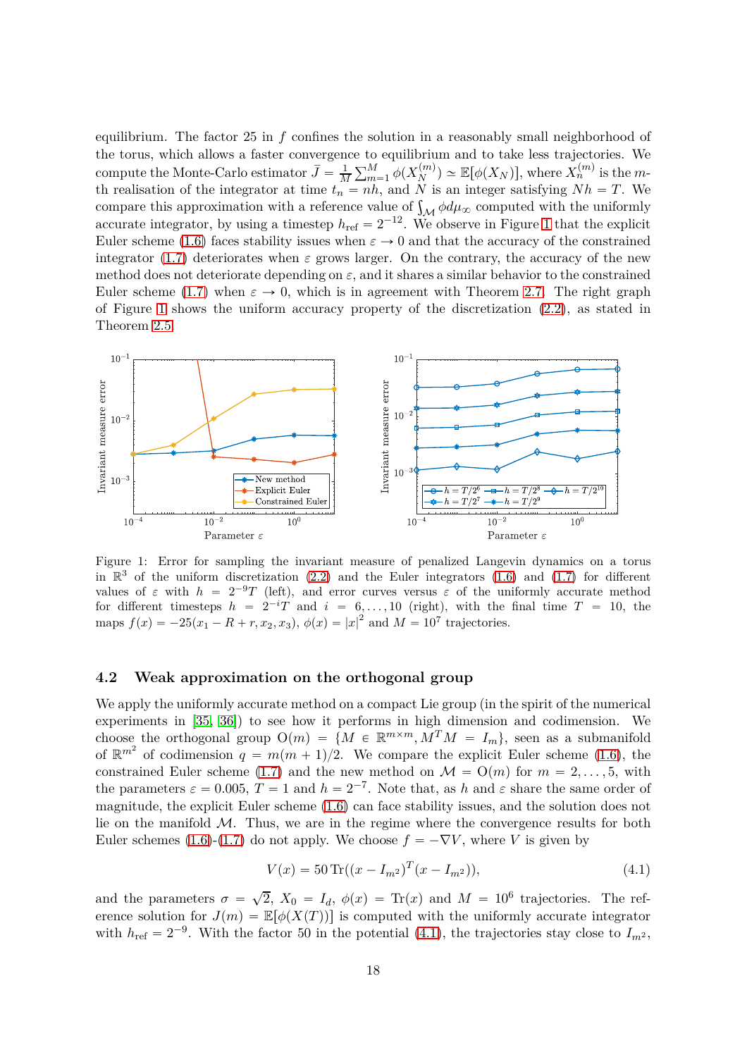equilibrium. The factor 25 in $f$ confines the solution in a reasonably small neighborhood of the torus, which allows a faster convergence to equilibrium and to take less trajectories. We compute the Monte-Carlo estimator $\bar{J} = \frac{1}{M}\sum_{m=1}^{M} \phi(X_N^{(m)}) \simeq \mathbb{E}[\phi(X_N)]$, where $X_n^{(m)}$ is the $m$-th realisation of the integrator at time $t_n = nh$, and $N$ is an integer satisfying $Nh = T$. We compare this approximation with a reference value of $\int_{\mathcal{M}} \phi d\mu_\infty$ computed with the uniformly accurate integrator, by using a timestep $h_{\text{ref}} = 2^{-12}$. We observe in Figure 1 that the explicit Euler scheme (1.6) faces stability issues when $\varepsilon \to 0$ and that the accuracy of the constrained integrator (1.7) deteriorates when $\varepsilon$ grows larger. On the contrary, the accuracy of the new method does not deteriorate depending on $\varepsilon$, and it shares a similar behavior to the constrained Euler scheme (1.7) when $\varepsilon \to 0$, which is in agreement with Theorem 2.7. The right graph of Figure 1 shows the uniform accuracy property of the discretization (2.2), as stated in Theorem 2.5.

Figure 1: Error for sampling the invariant measure of penalized Langevin dynamics on a torus in $\mathbb{R}^3$ of the uniform discretization (2.2) and the Euler integrators (1.6) and (1.7) for different values of $\varepsilon$ with $h = 2^{-9}T$ (left), and error curves versus $\varepsilon$ of the uniformly accurate method for different timesteps $h = 2^{-i}T$ and $i = 6, \dots, 10$ (right), with the final time $T = 10$, the maps $f(x) = -25(x_1 - R + r, x_2, x_3)$, $\phi(x) = |x|^2$ and $M = 10^7$ trajectories.

### 4.2 Weak approximation on the orthogonal group

We apply the uniformly accurate method on a compact Lie group (in the spirit of the numerical experiments in [35, 36]) to see how it performs in high dimension and codimension. We choose the orthogonal group $\text{O}(m) = \{M \in \mathbb{R}^{m\times m}, M^T M = I_m\}$, seen as a submanifold of $\mathbb{R}^{m^2}$ of codimension $q = m(m+1)/2$. We compare the explicit Euler scheme (1.6), the constrained Euler scheme (1.7) and the new method on $\mathcal{M} = \text{O}(m)$ for $m = 2, \dots, 5$, with the parameters $\varepsilon = 0.005$, $T = 1$ and $h = 2^{-7}$. Note that, as $h$ and $\varepsilon$ share the same order of magnitude, the explicit Euler scheme (1.6) can face stability issues, and the solution does not lie on the manifold $\mathcal{M}$. Thus, we are in the regime where the convergence results for both Euler schemes (1.6)-(1.7) do not apply. We choose $f = -\nabla V$, where $V$ is given by

$$V(x) = 50 \,\text{Tr}((x - I_{m^2})^T (x - I_{m^2})), \tag{4.1}$$

and the parameters $\sigma = \sqrt{2}$, $X_0 = I_d$, $\phi(x) = \text{Tr}(x)$ and $M = 10^6$ trajectories. The reference solution for $J(m) = \mathbb{E}[\phi(X(T))]$ is computed with the uniformly accurate integrator with $h_{\text{ref}} = 2^{-9}$. With the factor 50 in the potential (4.1), the trajectories stay close to $I_{m^2}$,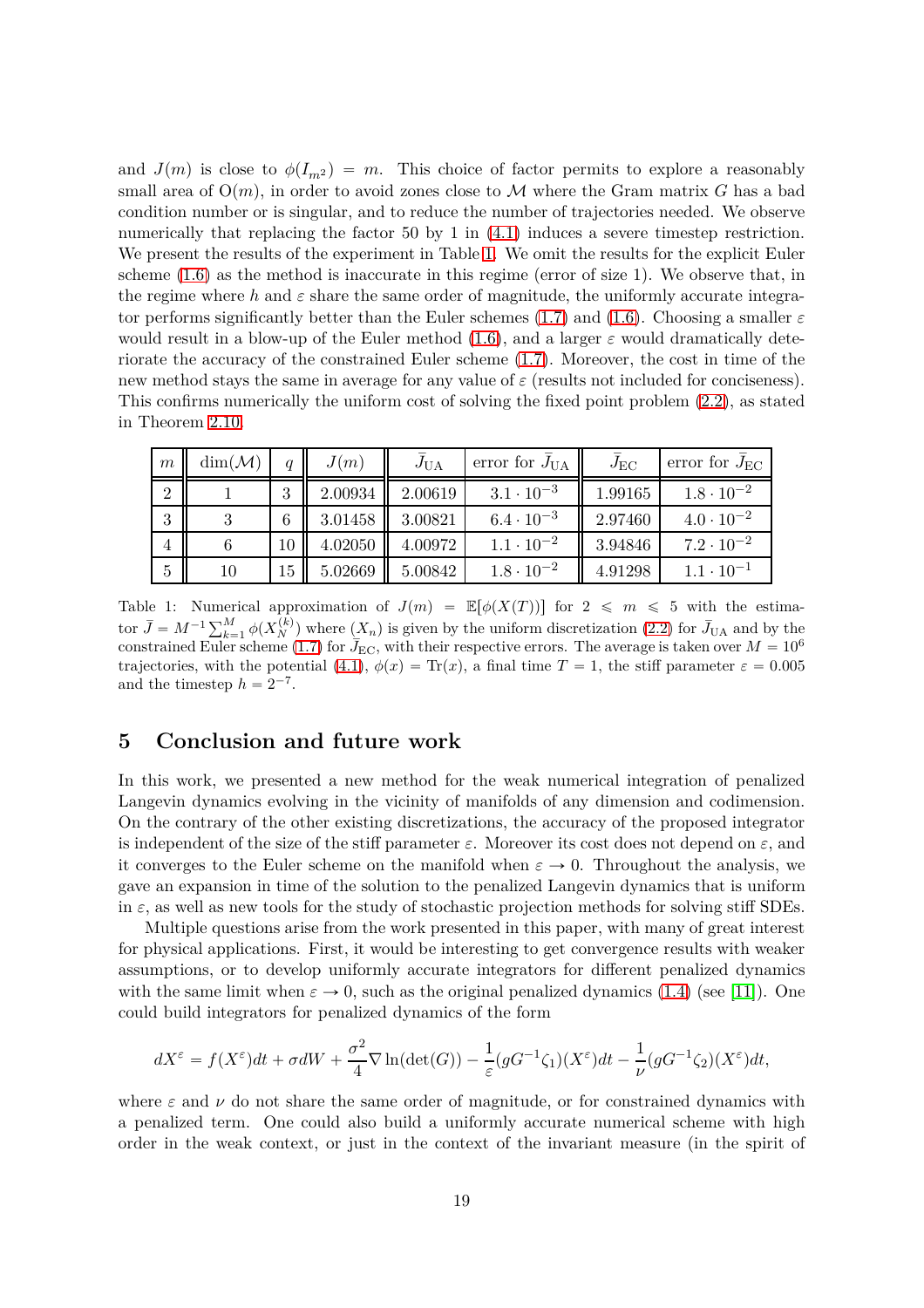and $J(m)$ is close to $\phi(I_{m^2}) = m$. This choice of factor permits to explore a reasonably small area of $\mathrm{O}(m)$, in order to avoid zones close to $\mathcal{M}$ where the Gram matrix $G$ has a bad condition number or is singular, and to reduce the number of trajectories needed. We observe numerically that replacing the factor 50 by 1 in (4.1) induces a severe timestep restriction. We present the results of the experiment in Table 1. We omit the results for the explicit Euler scheme (1.6) as the method is inaccurate in this regime (error of size 1). We observe that, in the regime where $h$ and $\varepsilon$ share the same order of magnitude, the uniformly accurate integrator performs significantly better than the Euler schemes (1.7) and (1.6). Choosing a smaller $\varepsilon$ would result in a blow-up of the Euler method (1.6), and a larger $\varepsilon$ would dramatically deteriorate the accuracy of the constrained Euler scheme (1.7). Moreover, the cost in time of the new method stays the same in average for any value of $\varepsilon$ (results not included for conciseness). This confirms numerically the uniform cost of solving the fixed point problem (2.2), as stated in Theorem 2.10.

| $m$ | $\dim(\mathcal{M})$ | $q$ | $J(m)$ | $\bar{J}_{\mathrm{UA}}$ | error for $\bar{J}_{\mathrm{UA}}$ | $\bar{J}_{\mathrm{EC}}$ | error for $\bar{J}_{\mathrm{EC}}$ |
|---|---|---|---|---|---|---|---|
| 2 | 1 | 3 | 2.00934 | 2.00619 | $3.1 \cdot 10^{-3}$ | 1.99165 | $1.8 \cdot 10^{-2}$ |
| 3 | 3 | 6 | 3.01458 | 3.00821 | $6.4 \cdot 10^{-3}$ | 2.97460 | $4.0 \cdot 10^{-2}$ |
| 4 | 6 | 10 | 4.02050 | 4.00972 | $1.1 \cdot 10^{-2}$ | 3.94846 | $7.2 \cdot 10^{-2}$ |
| 5 | 10 | 15 | 5.02669 | 5.00842 | $1.8 \cdot 10^{-2}$ | 4.91298 | $1.1 \cdot 10^{-1}$ |

Table 1: Numerical approximation of $J(m) = \mathbb{E}[\phi(X(T))]$ for $2 \leqslant m \leqslant 5$ with the estimator $\bar{J} = M^{-1}\sum_{k=1}^{M} \phi(X_N^{(k)})$ where $(X_n)$ is given by the uniform discretization (2.2) for $\bar{J}_{\mathrm{UA}}$ and by the constrained Euler scheme (1.7) for $\bar{J}_{\mathrm{EC}}$, with their respective errors. The average is taken over $M = 10^6$ trajectories, with the potential (4.1), $\phi(x) = \mathrm{Tr}(x)$, a final time $T = 1$, the stiff parameter $\varepsilon = 0.005$ and the timestep $h = 2^{-7}$.

## 5 Conclusion and future work

In this work, we presented a new method for the weak numerical integration of penalized Langevin dynamics evolving in the vicinity of manifolds of any dimension and codimension. On the contrary of the other existing discretizations, the accuracy of the proposed integrator is independent of the size of the stiff parameter $\varepsilon$. Moreover its cost does not depend on $\varepsilon$, and it converges to the Euler scheme on the manifold when $\varepsilon \to 0$. Throughout the analysis, we gave an expansion in time of the solution to the penalized Langevin dynamics that is uniform in $\varepsilon$, as well as new tools for the study of stochastic projection methods for solving stiff SDEs.

Multiple questions arise from the work presented in this paper, with many of great interest for physical applications. First, it would be interesting to get convergence results with weaker assumptions, or to develop uniformly accurate integrators for different penalized dynamics with the same limit when $\varepsilon \to 0$, such as the original penalized dynamics (1.4) (see [11]). One could build integrators for penalized dynamics of the form

$$dX^\varepsilon = f(X^\varepsilon)dt + \sigma dW + \frac{\sigma^2}{4}\nabla \ln(\det(G)) - \frac{1}{\varepsilon}(gG^{-1}\zeta_1)(X^\varepsilon)dt - \frac{1}{\nu}(gG^{-1}\zeta_2)(X^\varepsilon)dt,$$

where $\varepsilon$ and $\nu$ do not share the same order of magnitude, or for constrained dynamics with a penalized term. One could also build a uniformly accurate numerical scheme with high order in the weak context, or just in the context of the invariant measure (in the spirit of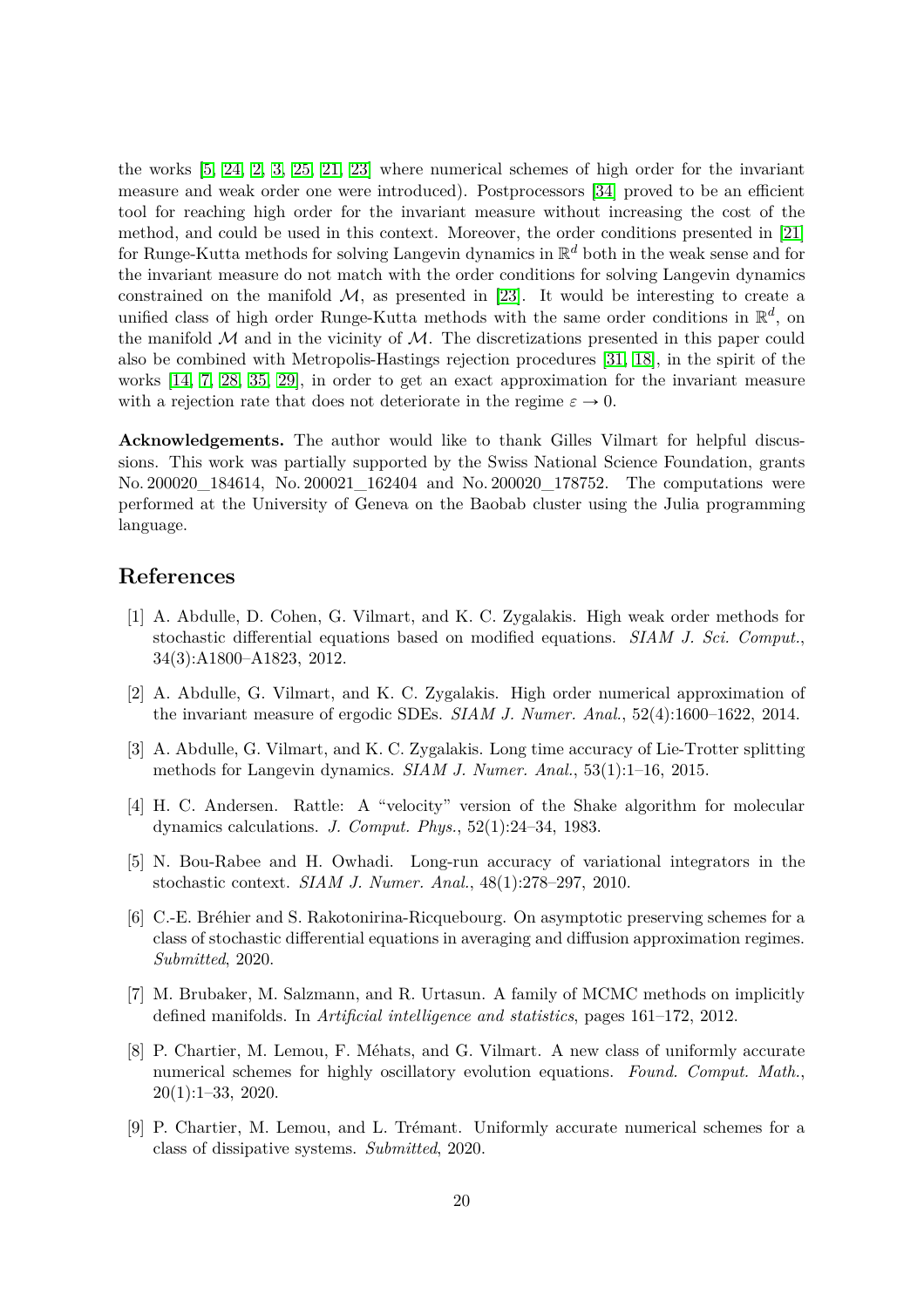the works [5, 24, 2, 3, 25, 21, 23] where numerical schemes of high order for the invariant measure and weak order one were introduced). Postprocessors [34] proved to be an efficient tool for reaching high order for the invariant measure without increasing the cost of the method, and could be used in this context. Moreover, the order conditions presented in [21] for Runge-Kutta methods for solving Langevin dynamics in $\mathbb{R}^d$ both in the weak sense and for the invariant measure do not match with the order conditions for solving Langevin dynamics constrained on the manifold $\mathcal{M}$, as presented in [23]. It would be interesting to create a unified class of high order Runge-Kutta methods with the same order conditions in $\mathbb{R}^d$, on the manifold $\mathcal{M}$ and in the vicinity of $\mathcal{M}$. The discretizations presented in this paper could also be combined with Metropolis-Hastings rejection procedures [31, 18], in the spirit of the works [14, 7, 28, 35, 29], in order to get an exact approximation for the invariant measure with a rejection rate that does not deteriorate in the regime $\varepsilon \to 0$.

**Acknowledgements.** The author would like to thank Gilles Vilmart for helpful discussions. This work was partially supported by the Swiss National Science Foundation, grants No. 200020_184614, No. 200021_162404 and No. 200020_178752. The computations were performed at the University of Geneva on the Baobab cluster using the Julia programming language.

## References

[1] A. Abdulle, D. Cohen, G. Vilmart, and K. C. Zygalakis. High weak order methods for stochastic differential equations based on modified equations. *SIAM J. Sci. Comput.*, 34(3):A1800–A1823, 2012.

[2] A. Abdulle, G. Vilmart, and K. C. Zygalakis. High order numerical approximation of the invariant measure of ergodic SDEs. *SIAM J. Numer. Anal.*, 52(4):1600–1622, 2014.

[3] A. Abdulle, G. Vilmart, and K. C. Zygalakis. Long time accuracy of Lie-Trotter splitting methods for Langevin dynamics. *SIAM J. Numer. Anal.*, 53(1):1–16, 2015.

[4] H. C. Andersen. Rattle: A "velocity" version of the Shake algorithm for molecular dynamics calculations. *J. Comput. Phys.*, 52(1):24–34, 1983.

[5] N. Bou-Rabee and H. Owhadi. Long-run accuracy of variational integrators in the stochastic context. *SIAM J. Numer. Anal.*, 48(1):278–297, 2010.

[6] C.-E. Bréhier and S. Rakotonirina-Ricquebourg. On asymptotic preserving schemes for a class of stochastic differential equations in averaging and diffusion approximation regimes. *Submitted*, 2020.

[7] M. Brubaker, M. Salzmann, and R. Urtasun. A family of MCMC methods on implicitly defined manifolds. In *Artificial intelligence and statistics*, pages 161–172, 2012.

[8] P. Chartier, M. Lemou, F. Méhats, and G. Vilmart. A new class of uniformly accurate numerical schemes for highly oscillatory evolution equations. *Found. Comput. Math.*, 20(1):1–33, 2020.

[9] P. Chartier, M. Lemou, and L. Trémant. Uniformly accurate numerical schemes for a class of dissipative systems. *Submitted*, 2020.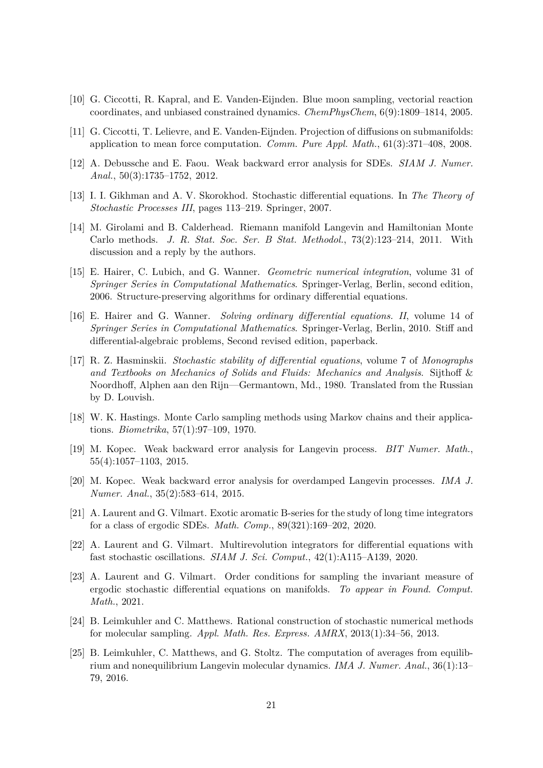[10] G. Ciccotti, R. Kapral, and E. Vanden-Eijnden. Blue moon sampling, vectorial reaction coordinates, and unbiased constrained dynamics. *ChemPhysChem*, 6(9):1809–1814, 2005.

[11] G. Ciccotti, T. Lelievre, and E. Vanden-Eijnden. Projection of diffusions on submanifolds: application to mean force computation. *Comm. Pure Appl. Math.*, 61(3):371–408, 2008.

[12] A. Debussche and E. Faou. Weak backward error analysis for SDEs. *SIAM J. Numer. Anal.*, 50(3):1735–1752, 2012.

[13] I. I. Gikhman and A. V. Skorokhod. Stochastic differential equations. In *The Theory of Stochastic Processes III*, pages 113–219. Springer, 2007.

[14] M. Girolami and B. Calderhead. Riemann manifold Langevin and Hamiltonian Monte Carlo methods. *J. R. Stat. Soc. Ser. B Stat. Methodol.*, 73(2):123–214, 2011. With discussion and a reply by the authors.

[15] E. Hairer, C. Lubich, and G. Wanner. *Geometric numerical integration*, volume 31 of *Springer Series in Computational Mathematics*. Springer-Verlag, Berlin, second edition, 2006. Structure-preserving algorithms for ordinary differential equations.

[16] E. Hairer and G. Wanner. *Solving ordinary differential equations. II*, volume 14 of *Springer Series in Computational Mathematics*. Springer-Verlag, Berlin, 2010. Stiff and differential-algebraic problems, Second revised edition, paperback.

[17] R. Z. Hasminskii. *Stochastic stability of differential equations*, volume 7 of *Monographs and Textbooks on Mechanics of Solids and Fluids: Mechanics and Analysis*. Sijthoff & Noordhoff, Alphen aan den Rijn—Germantown, Md., 1980. Translated from the Russian by D. Louvish.

[18] W. K. Hastings. Monte Carlo sampling methods using Markov chains and their applications. *Biometrika*, 57(1):97–109, 1970.

[19] M. Kopec. Weak backward error analysis for Langevin process. *BIT Numer. Math.*, 55(4):1057–1103, 2015.

[20] M. Kopec. Weak backward error analysis for overdamped Langevin processes. *IMA J. Numer. Anal.*, 35(2):583–614, 2015.

[21] A. Laurent and G. Vilmart. Exotic aromatic B-series for the study of long time integrators for a class of ergodic SDEs. *Math. Comp.*, 89(321):169–202, 2020.

[22] A. Laurent and G. Vilmart. Multirevolution integrators for differential equations with fast stochastic oscillations. *SIAM J. Sci. Comput.*, 42(1):A115–A139, 2020.

[23] A. Laurent and G. Vilmart. Order conditions for sampling the invariant measure of ergodic stochastic differential equations on manifolds. *To appear in Found. Comput. Math.*, 2021.

[24] B. Leimkuhler and C. Matthews. Rational construction of stochastic numerical methods for molecular sampling. *Appl. Math. Res. Express. AMRX*, 2013(1):34–56, 2013.

[25] B. Leimkuhler, C. Matthews, and G. Stoltz. The computation of averages from equilibrium and nonequilibrium Langevin molecular dynamics. *IMA J. Numer. Anal.*, 36(1):13–79, 2016.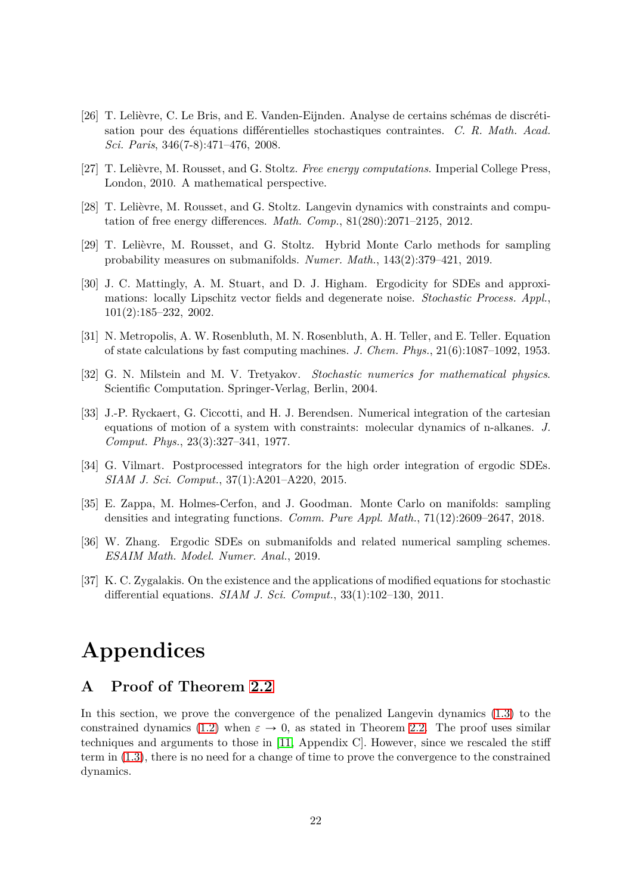[26] T. Lelièvre, C. Le Bris, and E. Vanden-Eijnden. Analyse de certains schémas de discrétisation pour des équations différentielles stochastiques contraintes. *C. R. Math. Acad. Sci. Paris*, 346(7-8):471–476, 2008.

[27] T. Lelièvre, M. Rousset, and G. Stoltz. *Free energy computations*. Imperial College Press, London, 2010. A mathematical perspective.

[28] T. Lelièvre, M. Rousset, and G. Stoltz. Langevin dynamics with constraints and computation of free energy differences. *Math. Comp.*, 81(280):2071–2125, 2012.

[29] T. Lelièvre, M. Rousset, and G. Stoltz. Hybrid Monte Carlo methods for sampling probability measures on submanifolds. *Numer. Math.*, 143(2):379–421, 2019.

[30] J. C. Mattingly, A. M. Stuart, and D. J. Higham. Ergodicity for SDEs and approximations: locally Lipschitz vector fields and degenerate noise. *Stochastic Process. Appl.*, 101(2):185–232, 2002.

[31] N. Metropolis, A. W. Rosenbluth, M. N. Rosenbluth, A. H. Teller, and E. Teller. Equation of state calculations by fast computing machines. *J. Chem. Phys.*, 21(6):1087–1092, 1953.

[32] G. N. Milstein and M. V. Tretyakov. *Stochastic numerics for mathematical physics*. Scientific Computation. Springer-Verlag, Berlin, 2004.

[33] J.-P. Ryckaert, G. Ciccotti, and H. J. Berendsen. Numerical integration of the cartesian equations of motion of a system with constraints: molecular dynamics of n-alkanes. *J. Comput. Phys.*, 23(3):327–341, 1977.

[34] G. Vilmart. Postprocessed integrators for the high order integration of ergodic SDEs. *SIAM J. Sci. Comput.*, 37(1):A201–A220, 2015.

[35] E. Zappa, M. Holmes-Cerfon, and J. Goodman. Monte Carlo on manifolds: sampling densities and integrating functions. *Comm. Pure Appl. Math.*, 71(12):2609–2647, 2018.

[36] W. Zhang. Ergodic SDEs on submanifolds and related numerical sampling schemes. *ESAIM Math. Model. Numer. Anal.*, 2019.

[37] K. C. Zygalakis. On the existence and the applications of modified equations for stochastic differential equations. *SIAM J. Sci. Comput.*, 33(1):102–130, 2011.

# Appendices

## A Proof of Theorem 2.2

In this section, we prove the convergence of the penalized Langevin dynamics (1.3) to the constrained dynamics (1.2) when $\varepsilon \to 0$, as stated in Theorem 2.2. The proof uses similar techniques and arguments to those in [11, Appendix C]. However, since we rescaled the stiff term in (1.3), there is no need for a change of time to prove the convergence to the constrained dynamics.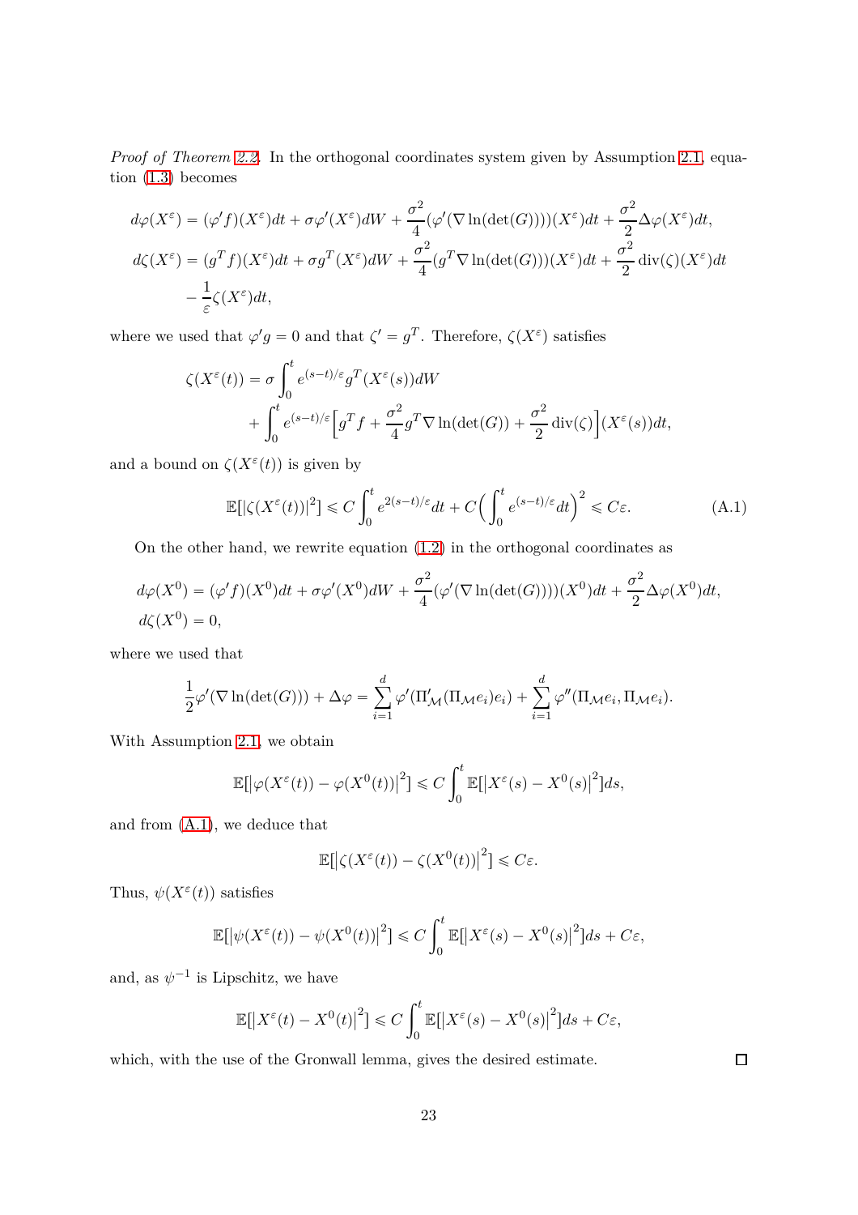*Proof of Theorem 2.2.* In the orthogonal coordinates system given by Assumption 2.1, equation (1.3) becomes

$$
\begin{aligned}
d\varphi(X^\varepsilon) &= (\varphi' f)(X^\varepsilon)dt + \sigma\varphi'(X^\varepsilon)dW + \frac{\sigma^2}{4}(\varphi'(\nabla \ln(\det(G))))(X^\varepsilon)dt + \frac{\sigma^2}{2}\Delta\varphi(X^\varepsilon)dt,\\
d\zeta(X^\varepsilon) &= (g^T f)(X^\varepsilon)dt + \sigma g^T(X^\varepsilon)dW + \frac{\sigma^2}{4}(g^T\nabla \ln(\det(G)))(X^\varepsilon)dt + \frac{\sigma^2}{2}\operatorname{div}(\zeta)(X^\varepsilon)dt\\
&\quad - \frac{1}{\varepsilon}\zeta(X^\varepsilon)dt,
\end{aligned}
$$

where we used that $\varphi' g = 0$ and that $\zeta' = g^T$. Therefore, $\zeta(X^\varepsilon)$ satisfies

$$
\begin{aligned}
\zeta(X^\varepsilon(t)) &= \sigma\int_0^t e^{(s-t)/\varepsilon} g^T(X^\varepsilon(s))dW\\
&\quad + \int_0^t e^{(s-t)/\varepsilon}\Big[g^T f + \frac{\sigma^2}{4}g^T\nabla\ln(\det(G)) + \frac{\sigma^2}{2}\operatorname{div}(\zeta)\Big](X^\varepsilon(s))dt,
\end{aligned}
$$

and a bound on $\zeta(X^\varepsilon(t))$ is given by

$$
\mathbb{E}[|\zeta(X^\varepsilon(t))|^2] \leqslant C\int_0^t e^{2(s-t)/\varepsilon}dt + C\Big(\int_0^t e^{(s-t)/\varepsilon}dt\Big)^2 \leqslant C\varepsilon. \tag{A.1}
$$

On the other hand, we rewrite equation (1.2) in the orthogonal coordinates as

$$
\begin{aligned}
d\varphi(X^0) &= (\varphi' f)(X^0)dt + \sigma\varphi'(X^0)dW + \frac{\sigma^2}{4}(\varphi'(\nabla\ln(\det(G))))(X^0)dt + \frac{\sigma^2}{2}\Delta\varphi(X^0)dt,\\
d\zeta(X^0) &= 0,
\end{aligned}
$$

where we used that

$$
\frac{1}{2}\varphi'(\nabla\ln(\det(G))) + \Delta\varphi = \sum_{i=1}^d \varphi'(\Pi'_{\mathcal{M}}(\Pi_{\mathcal{M}}e_i)e_i) + \sum_{i=1}^d \varphi''(\Pi_{\mathcal{M}}e_i, \Pi_{\mathcal{M}}e_i).
$$

With Assumption 2.1, we obtain

$$
\mathbb{E}[\big|\varphi(X^\varepsilon(t)) - \varphi(X^0(t))\big|^2] \leqslant C\int_0^t \mathbb{E}[\big|X^\varepsilon(s) - X^0(s)\big|^2]ds,
$$

and from (A.1), we deduce that

$$
\mathbb{E}[\big|\zeta(X^\varepsilon(t)) - \zeta(X^0(t))\big|^2] \leqslant C\varepsilon.
$$

Thus, $\psi(X^\varepsilon(t))$ satisfies

$$
\mathbb{E}[\big|\psi(X^\varepsilon(t)) - \psi(X^0(t))\big|^2] \leqslant C\int_0^t \mathbb{E}[\big|X^\varepsilon(s) - X^0(s)\big|^2]ds + C\varepsilon,
$$

and, as $\psi^{-1}$ is Lipschitz, we have

$$
\mathbb{E}[\big|X^\varepsilon(t) - X^0(t)\big|^2] \leqslant C\int_0^t \mathbb{E}[\big|X^\varepsilon(s) - X^0(s)\big|^2]ds + C\varepsilon,
$$

which, with the use of the Gronwall lemma, gives the desired estimate. □